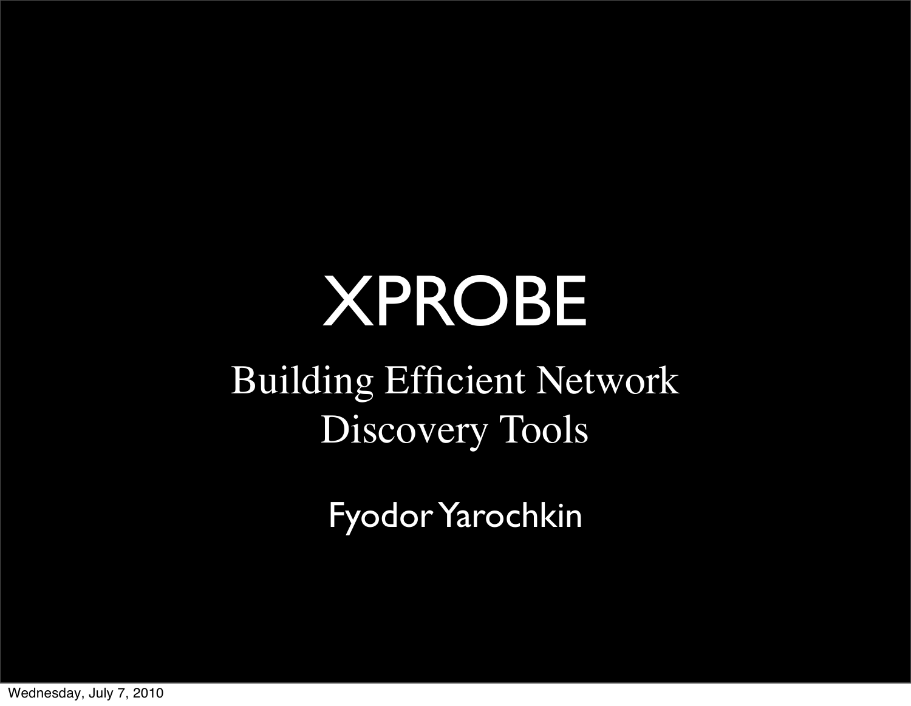# XPROBE

## Building Efficient Network Discovery Tools

Fyodor Yarochkin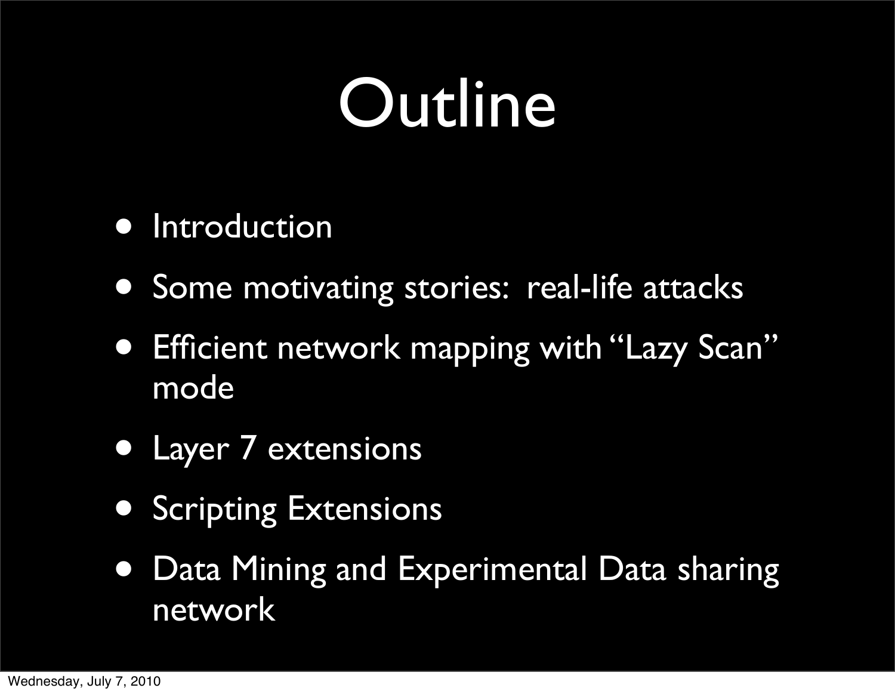# Outline

- Introduction
- Some motivating stories: real-life attacks
- Efficient network mapping with "Lazy Scan" mode
- Layer 7 extensions
- Scripting Extensions
- Data Mining and Experimental Data sharing network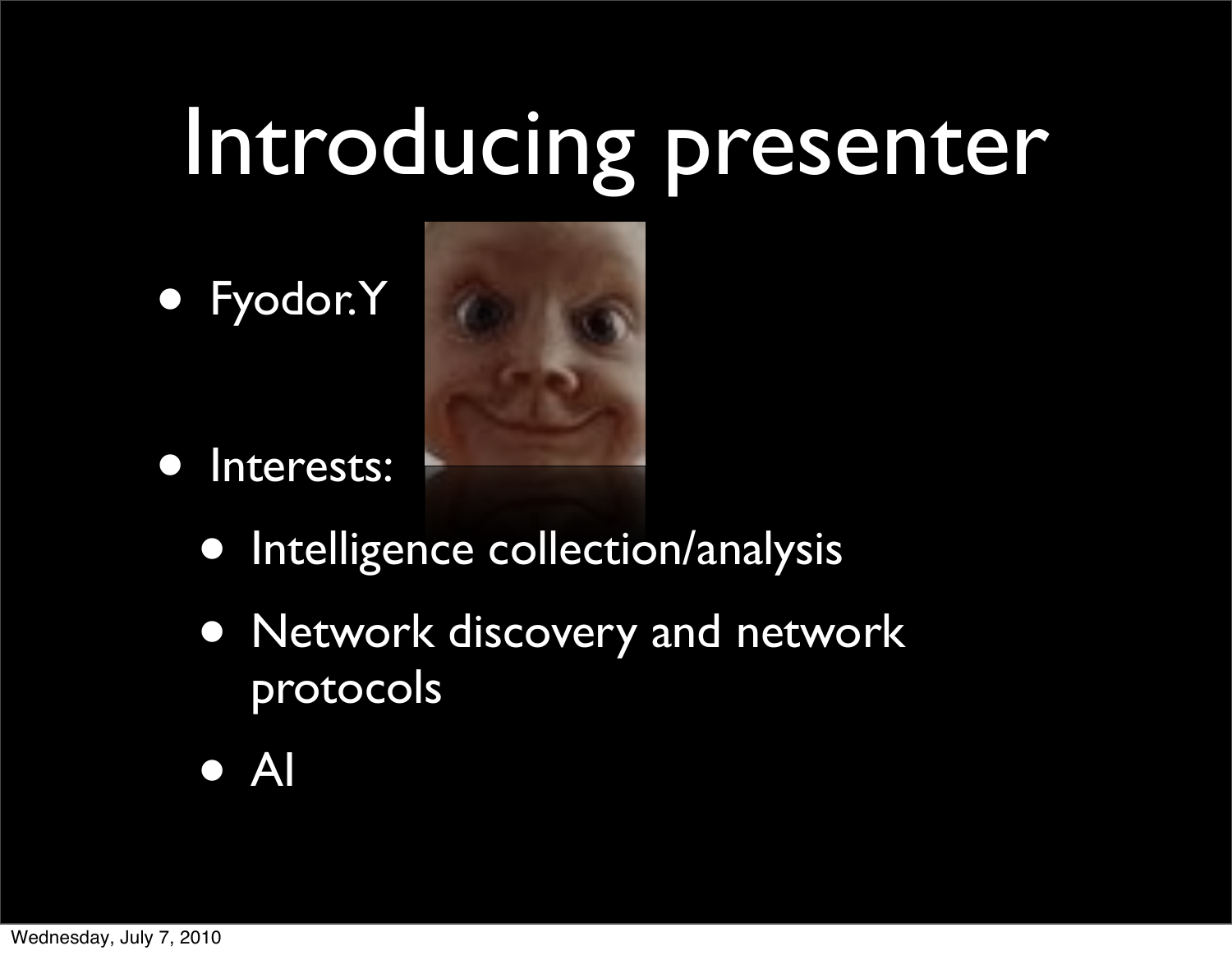# Introducing presenter

- Fyodor.Y
- Interests:
  - Intelligence collection/analysis
  - Network discovery and network protocols
  - AI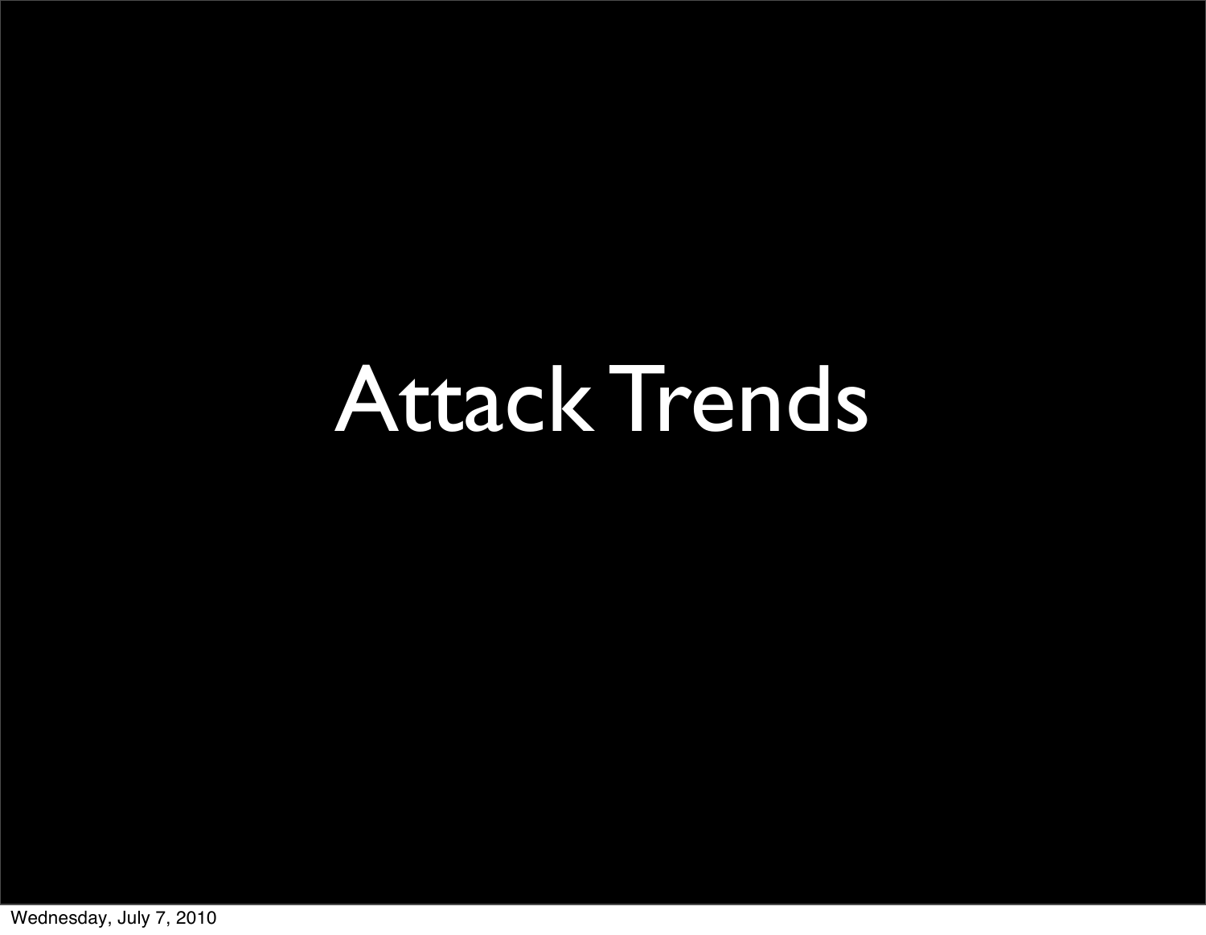# Attack Trends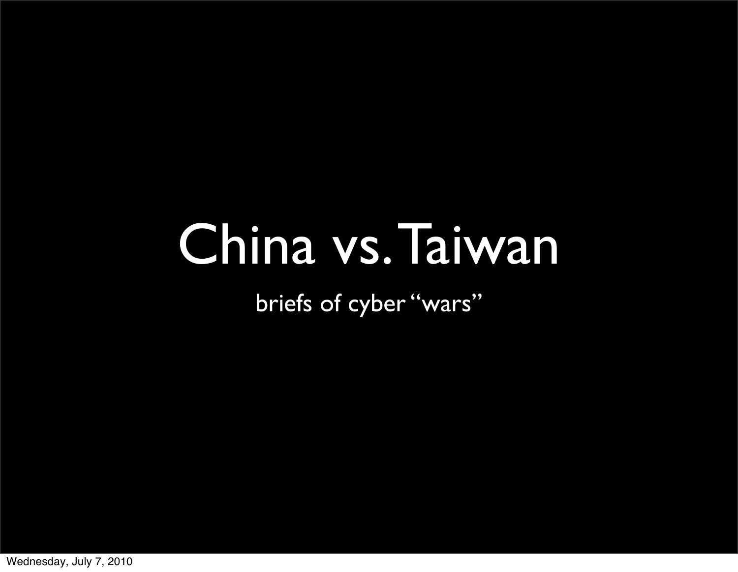# China vs. Taiwan

briefs of cyber "wars"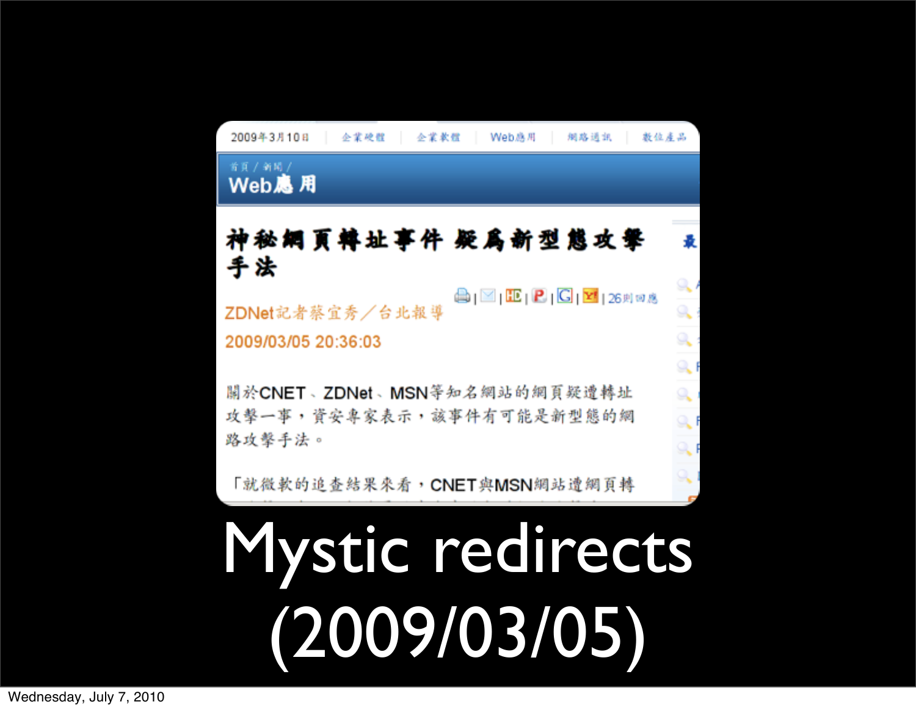2009年3月10日 | 企業硬體 | 企業軟體 | Web應用 | 網路通訊 | 數位產品

首頁 / 新聞 /

Web應用

# 神秘網頁轉址事件 疑為新型態攻擊手法

26則回應

ZDNet記者蔡宜秀／台北報導

2009/03/05 20:36:03

關於CNET、ZDNet、MSN等知名網站的網頁疑遭轉址攻擊一事，資安專家表示，該事件有可能是新型態的網路攻擊手法。

「就微軟的追查結果來看，CNET與MSN網站遭網頁轉

# Mystic redirects (2009/03/05)

Wednesday, July 7, 2010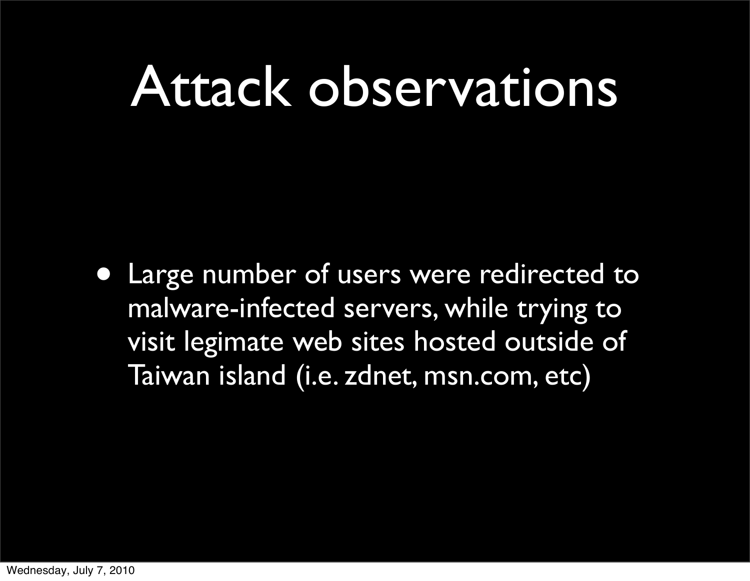# Attack observations

- Large number of users were redirected to malware-infected servers, while trying to visit legimate web sites hosted outside of Taiwan island (i.e. zdnet, msn.com, etc)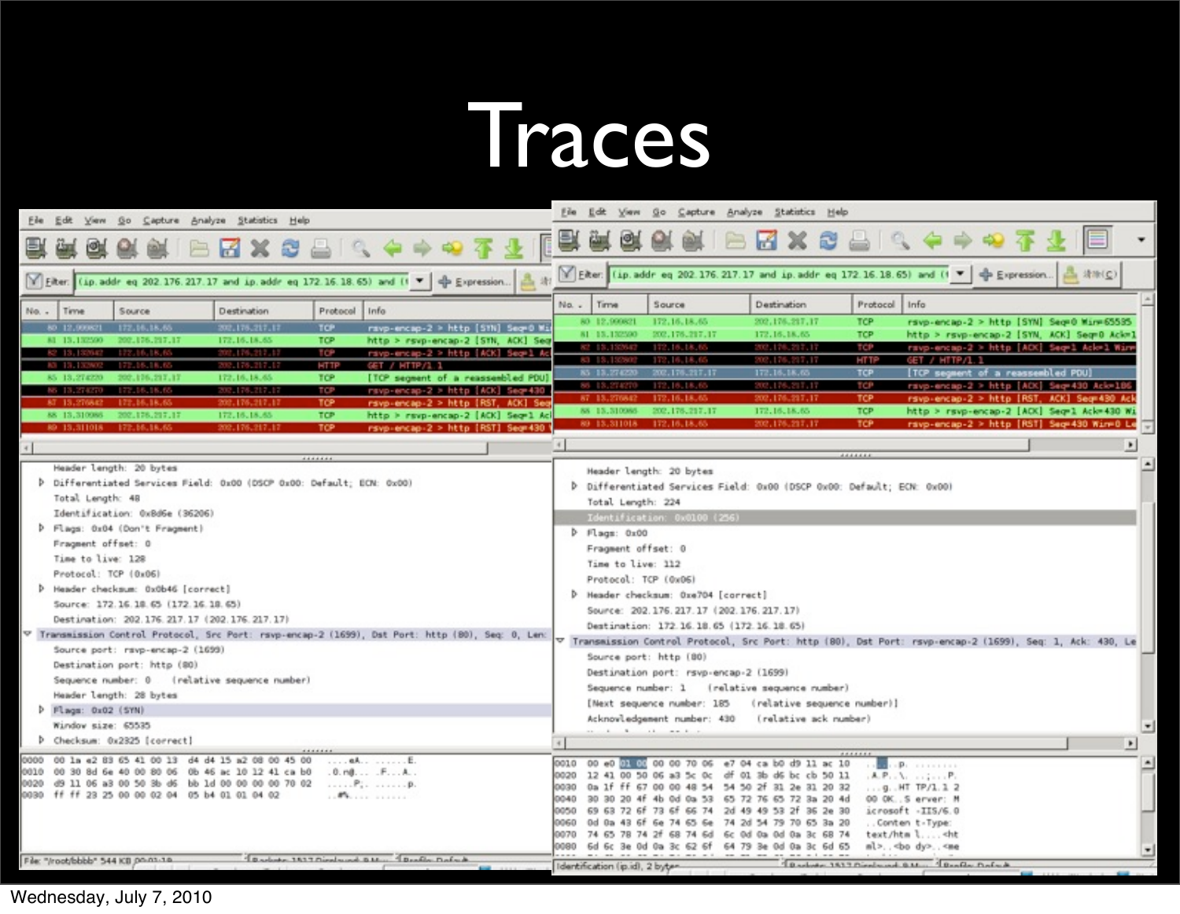# Traces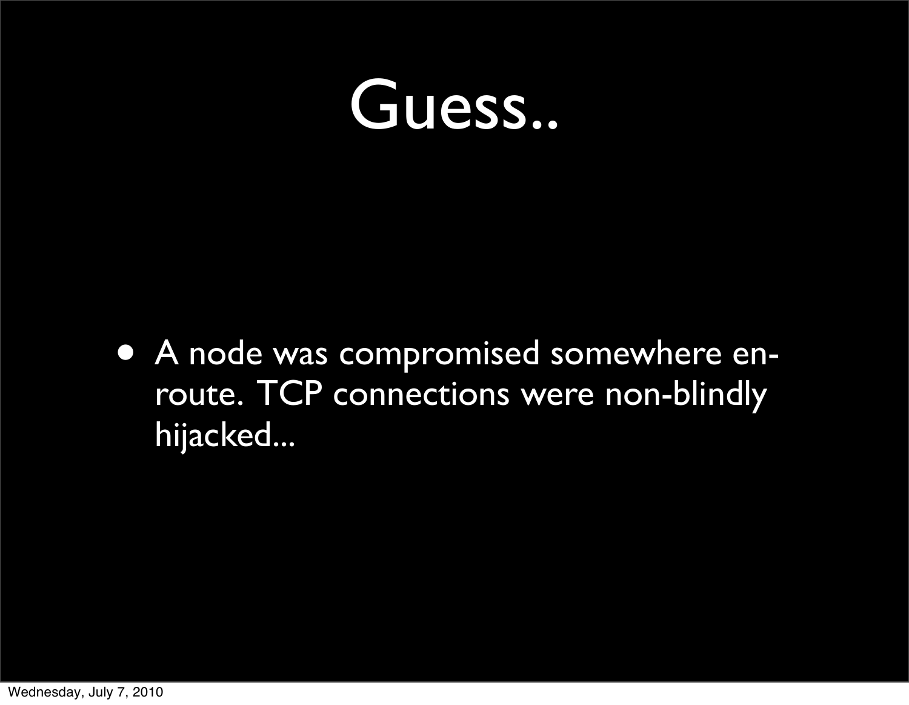# Guess..

- A node was compromised somewhere en-route. TCP connections were non-blindly hijacked...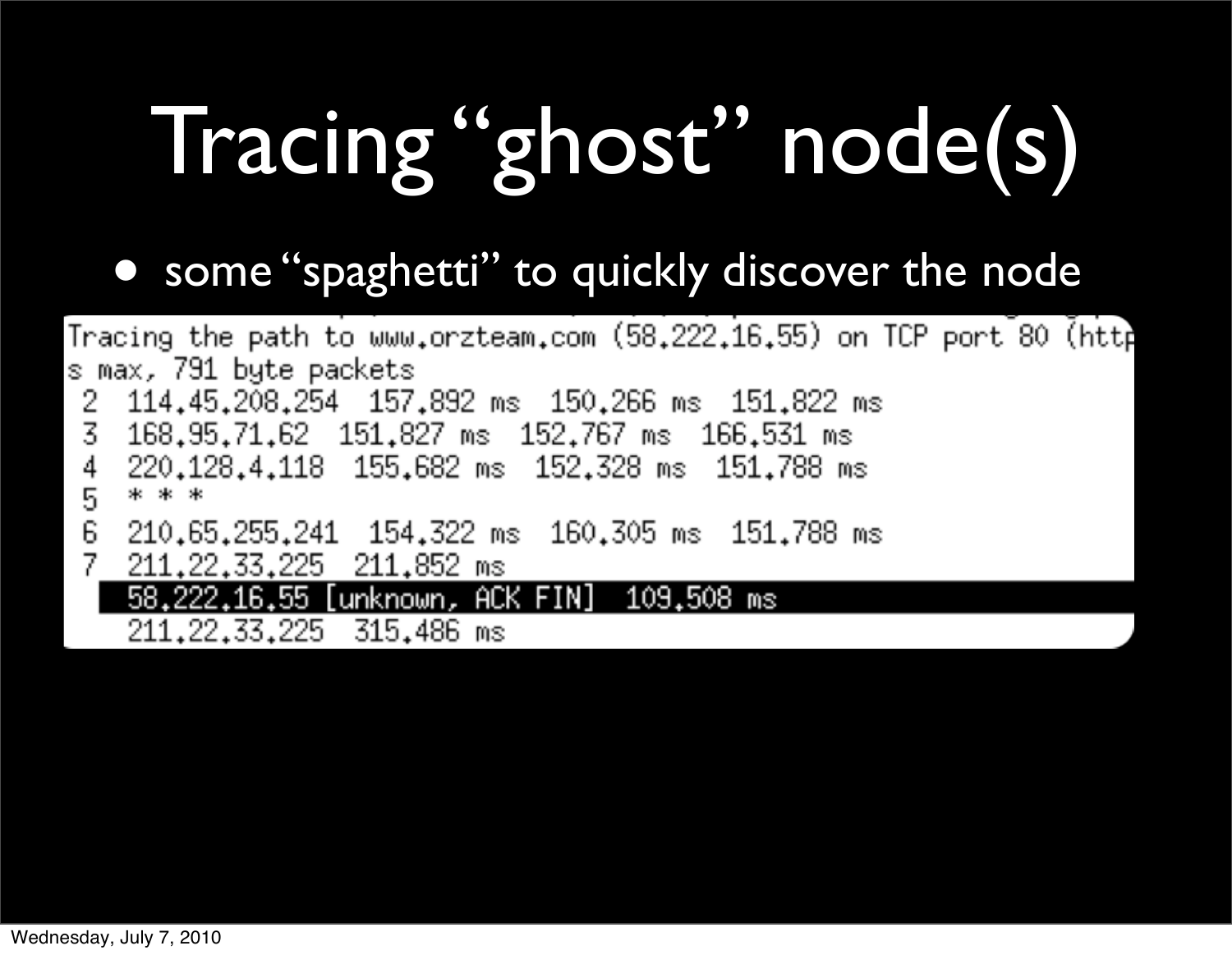# Tracing “ghost” node(s)

- some “spaghetti” to quickly discover the node

```
Tracing the path to www.orzteam.com (58.222.16.55) on TCP port 80 (http
s max, 791 byte packets
 2  114.45.208.254  157.892 ms  150.266 ms  151.822 ms
 3  168.95.71.62  151.827 ms  152.767 ms  166.531 ms
 4  220.128.4.118  155.682 ms  152.328 ms  151.788 ms
 5  * * *
 6  210.65.255.241  154.322 ms  160.305 ms  151.788 ms
 7  211.22.33.225  211.852 ms
    58.222.16.55 [unknown, ACK FIN]  109.508 ms
    211.22.33.225  315.486 ms
```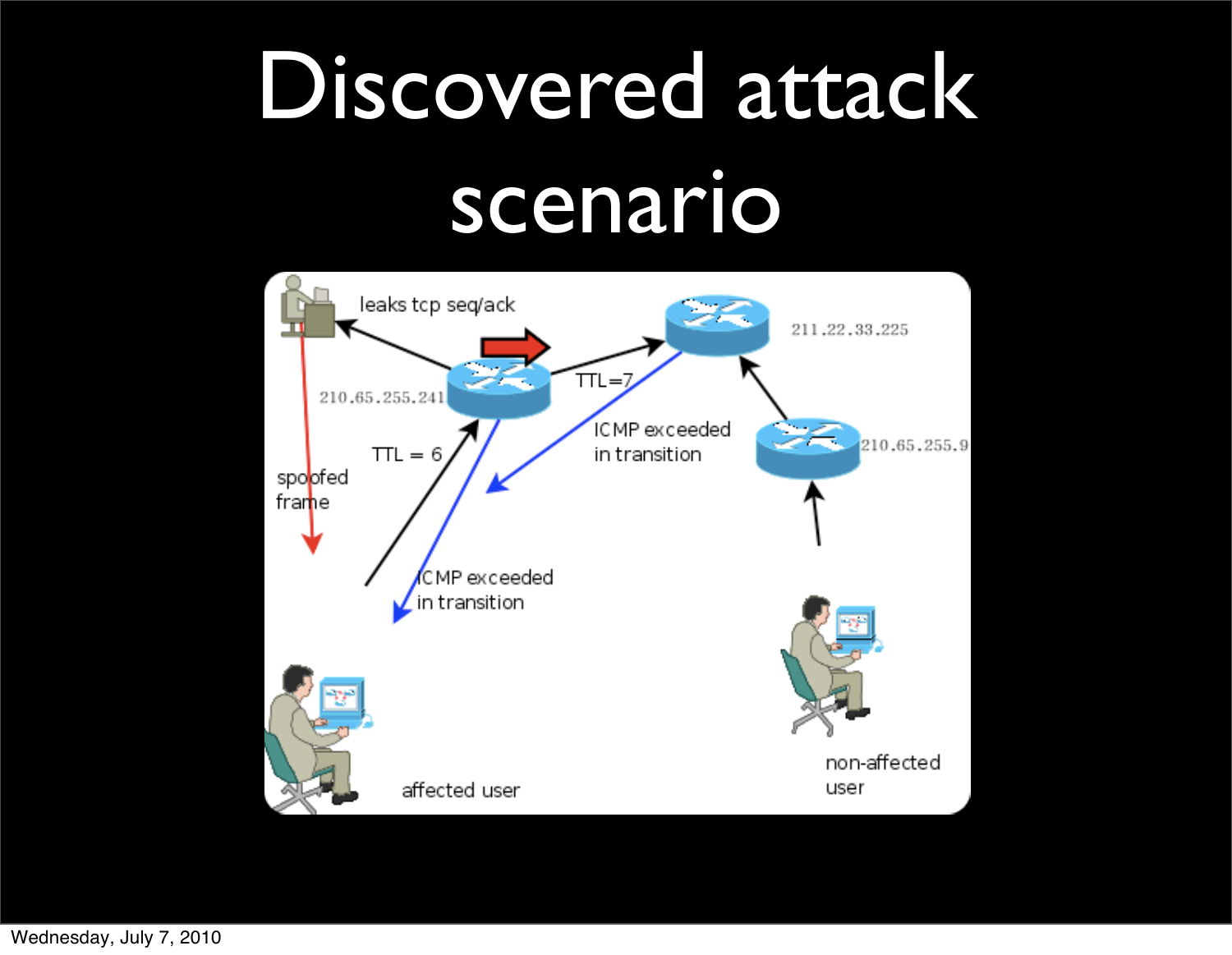# Discovered attack scenario

leaks tcp seq/ack

210.65.255.241

TTL=7

211.22.33.225

TTL = 6

ICMP exceeded in transition

210.65.255.9

spoofed frame

ICMP exceeded in transition

affected user

non-affected user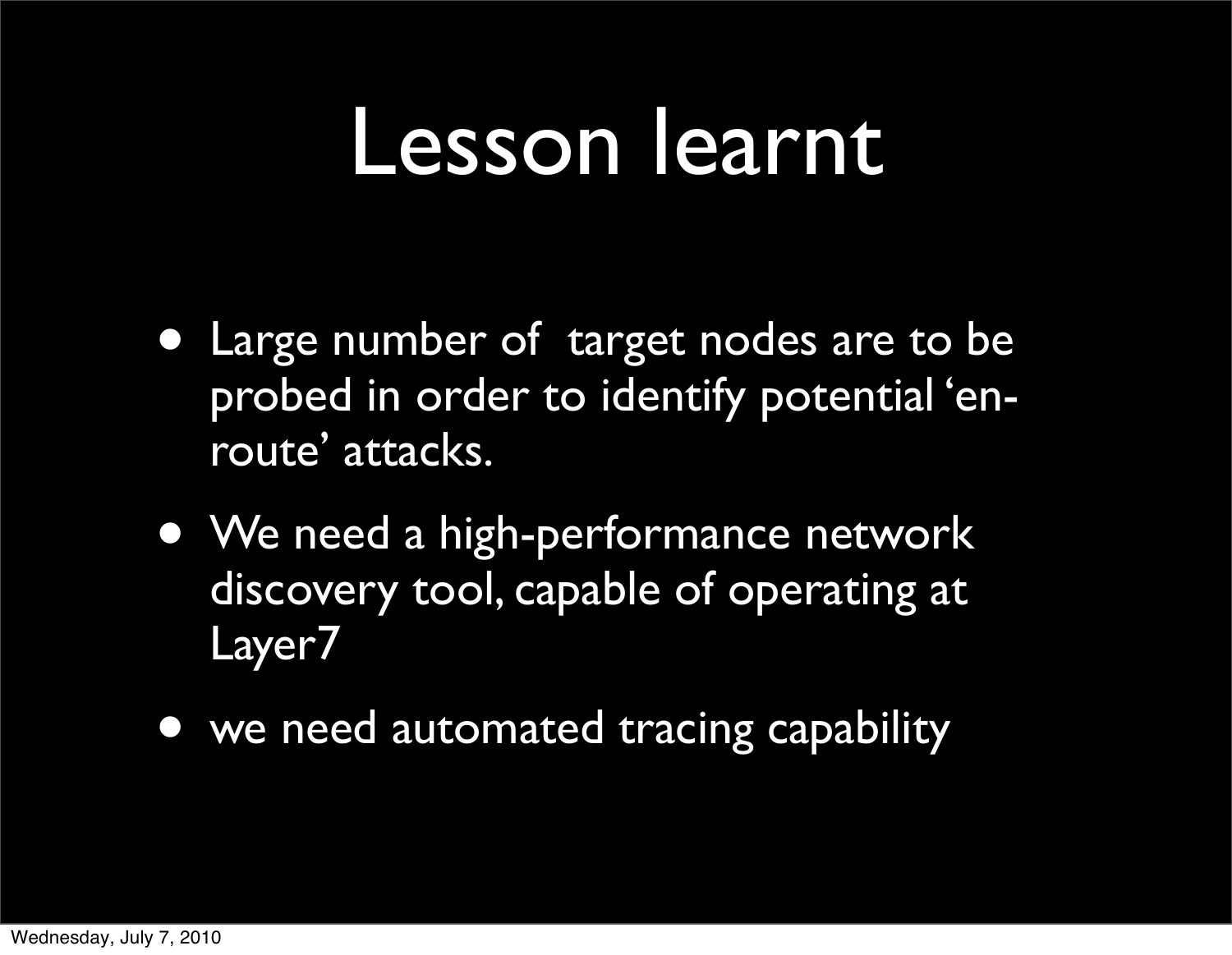# Lesson learnt

- Large number of  target nodes are to be probed in order to identify potential 'en-route' attacks.
- We need a high-performance network discovery tool, capable of operating at Layer7
- we need automated tracing capability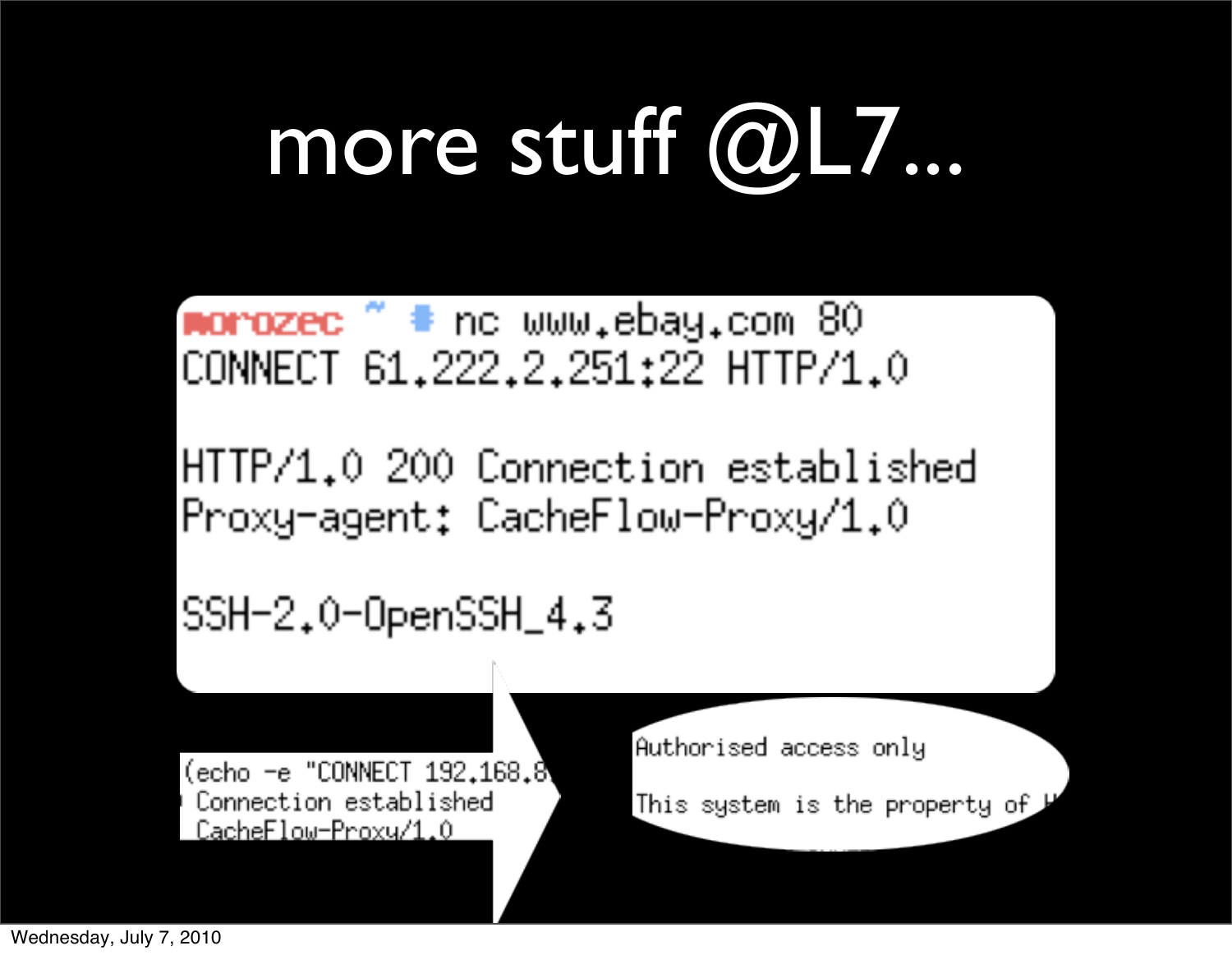# more stuff @L7...

```
morozec ~ # nc www.ebay.com 80
CONNECT 61.222.2.251:22 HTTP/1.0

HTTP/1.0 200 Connection established
Proxy-agent: CacheFlow-Proxy/1.0

SSH-2.0-OpenSSH_4.3
```

```
(echo -e "CONNECT 192.168.8
 Connection established
 CacheFlow-Proxy/1.0
```

```
Authorised access only

This system is the property of H
```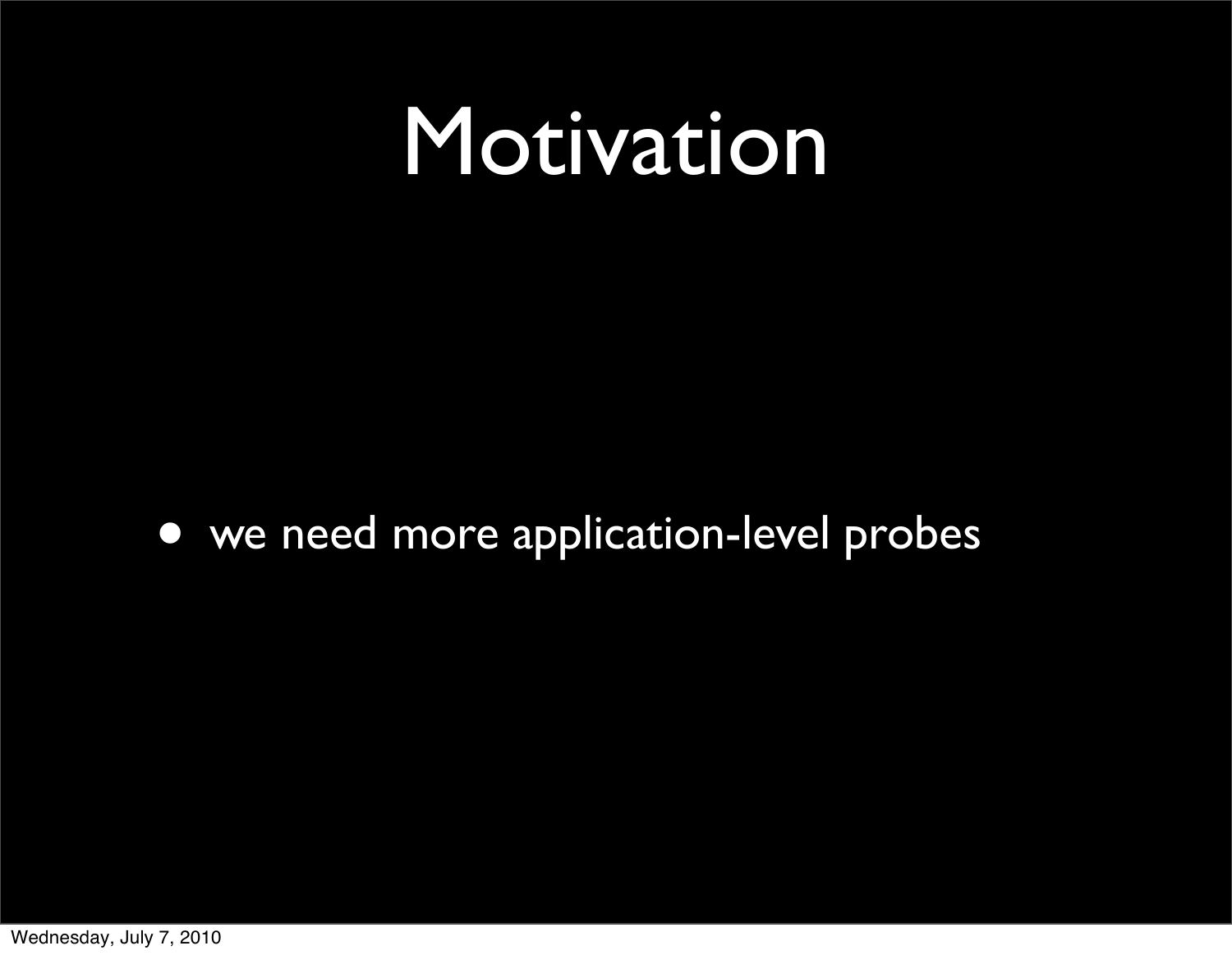# Motivation

- we need more application-level probes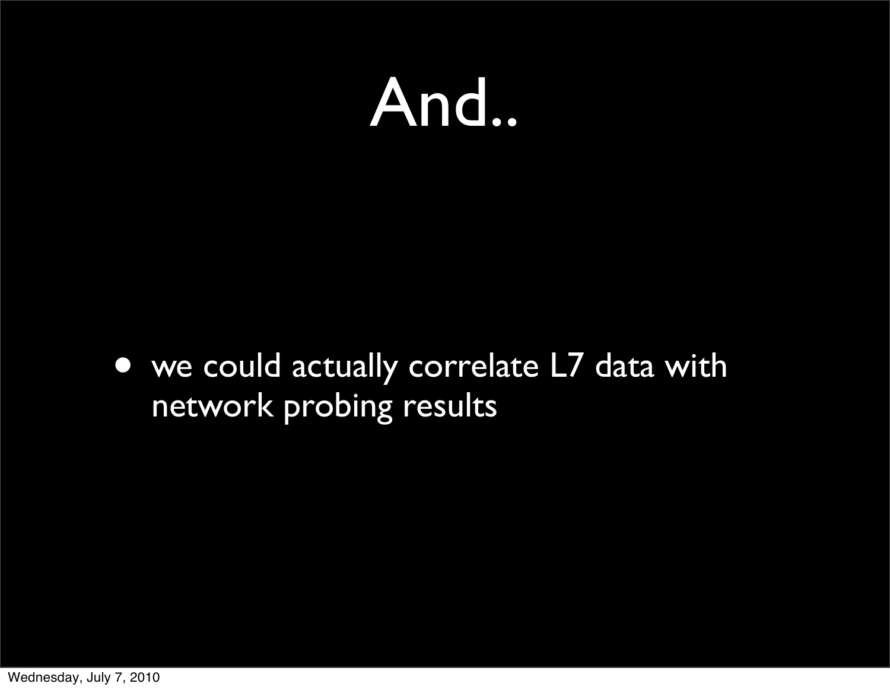# And..

- we could actually correlate L7 data with network probing results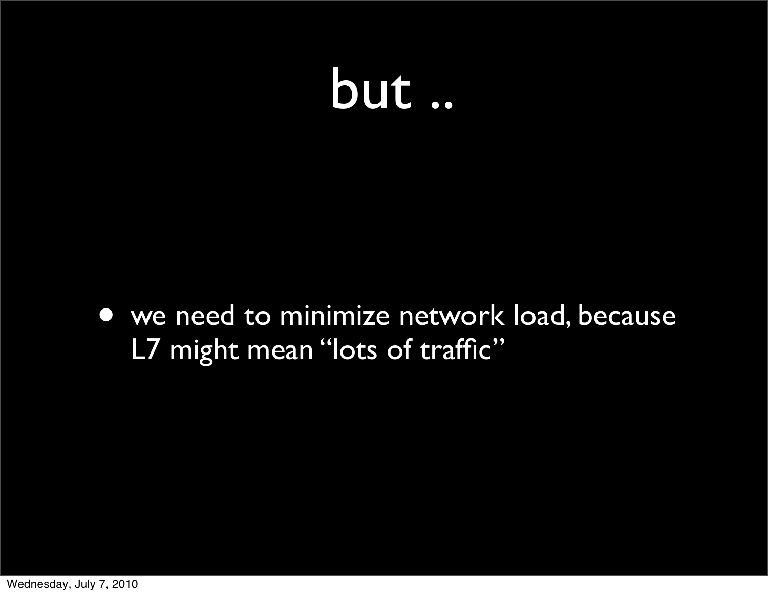# but ..

- we need to minimize network load, because L7 might mean "lots of traffic"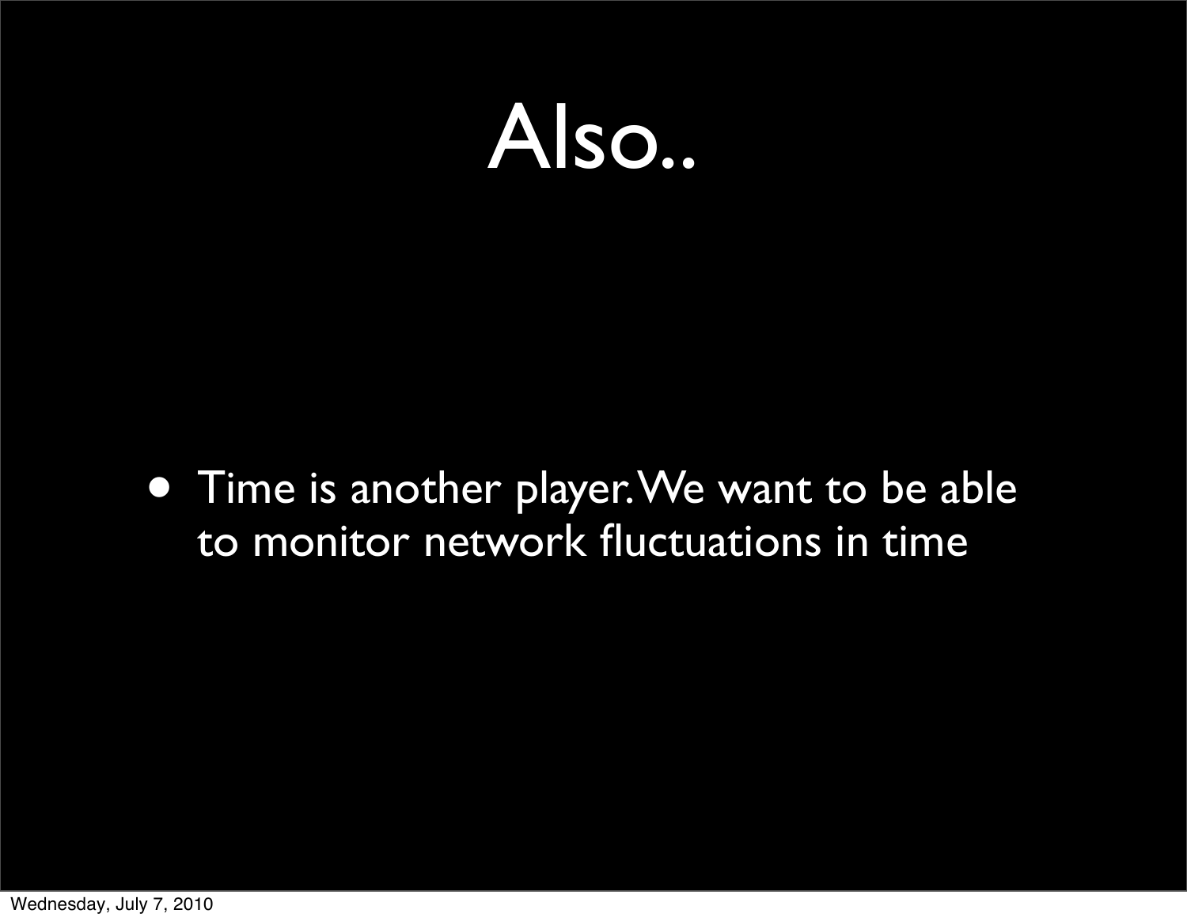# Also..

- Time is another player. We want to be able to monitor network fluctuations in time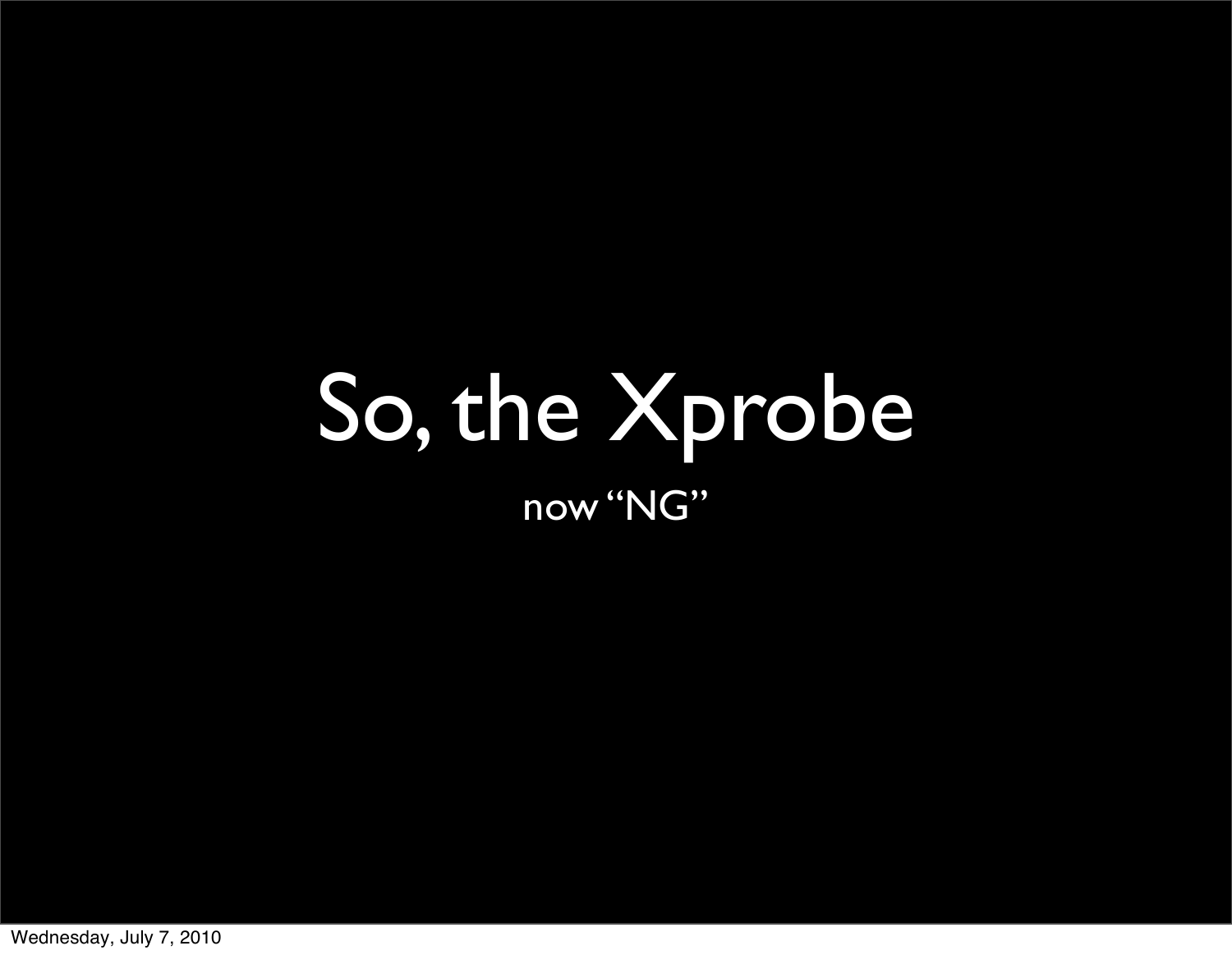# So, the Xprobe

now “NG”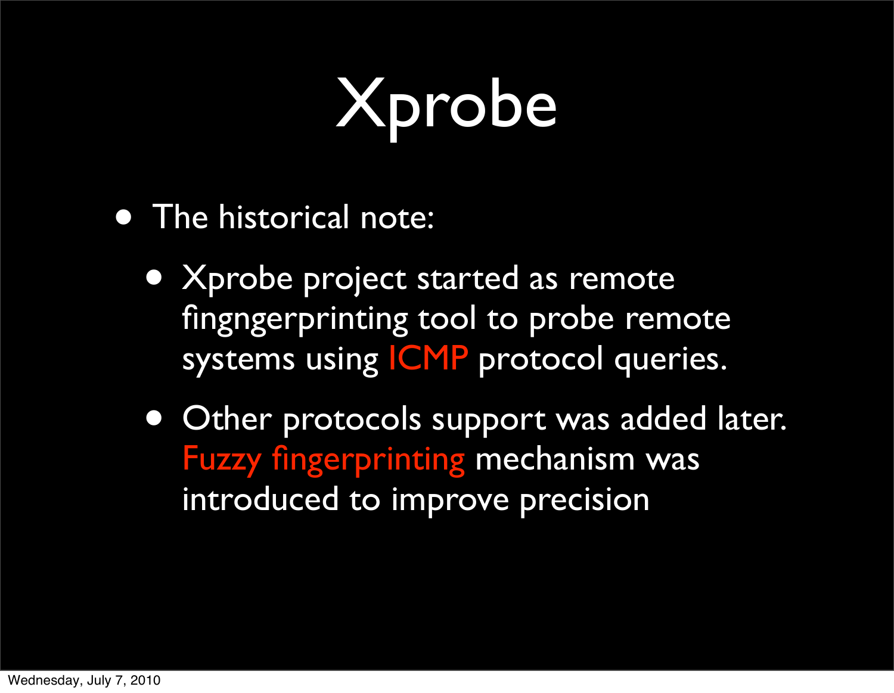# Xprobe

- The historical note:
  - Xprobe project started as remote fingngerprinting tool to probe remote systems using ICMP protocol queries.
  - Other protocols support was added later. Fuzzy fingerprinting mechanism was introduced to improve precision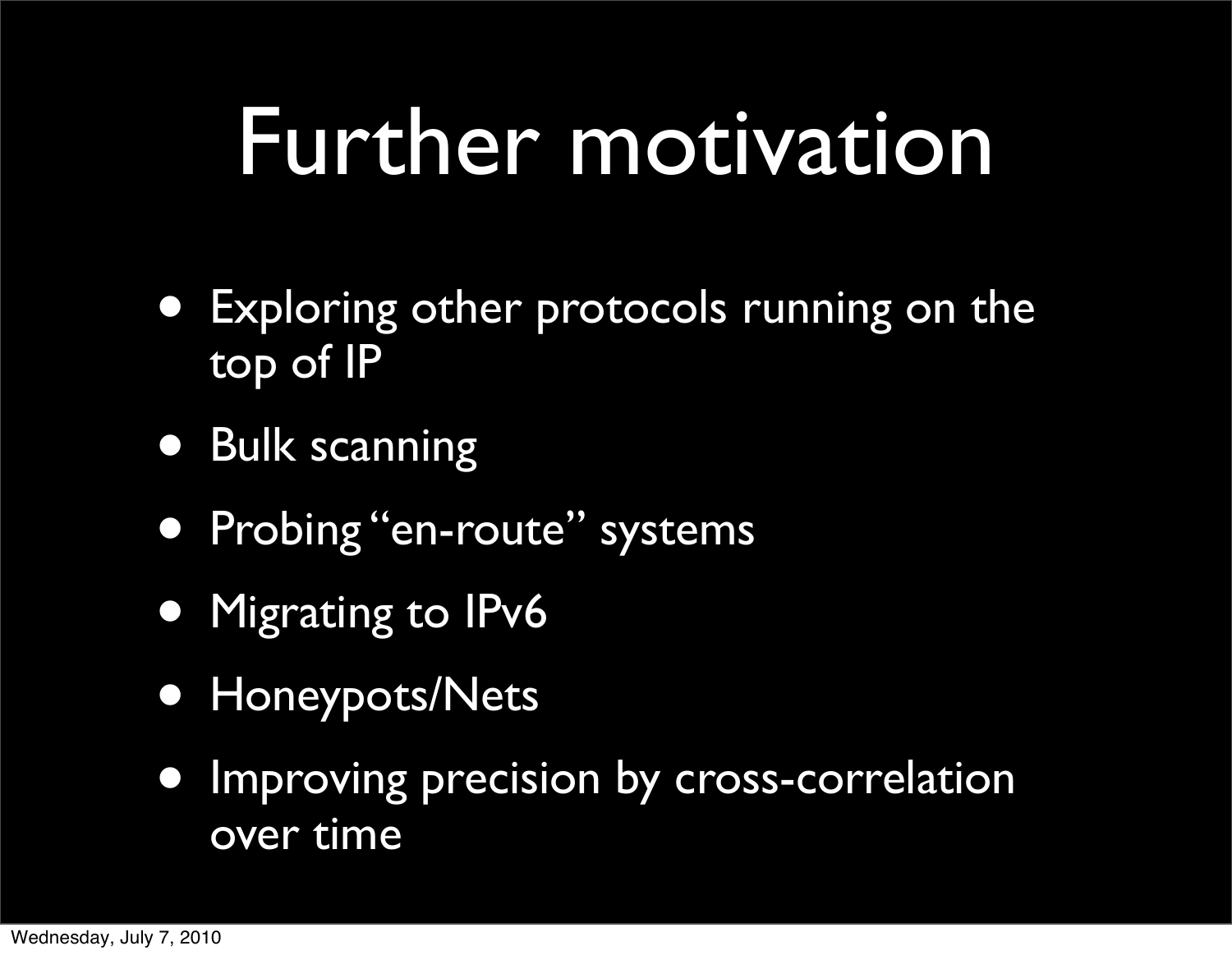# Further motivation

- Exploring other protocols running on the top of IP
- Bulk scanning
- Probing "en-route" systems
- Migrating to IPv6
- Honeypots/Nets
- Improving precision by cross-correlation over time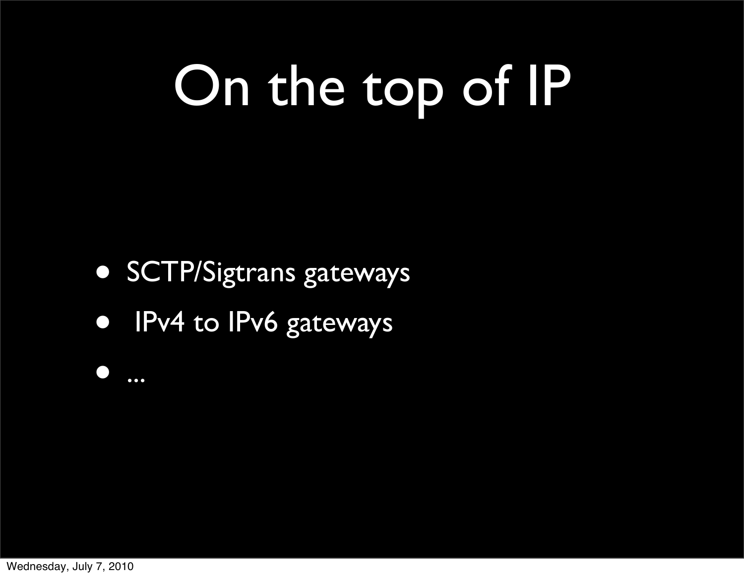# On the top of IP

- SCTP/Sigtrans gateways
- IPv4 to IPv6 gateways
- ...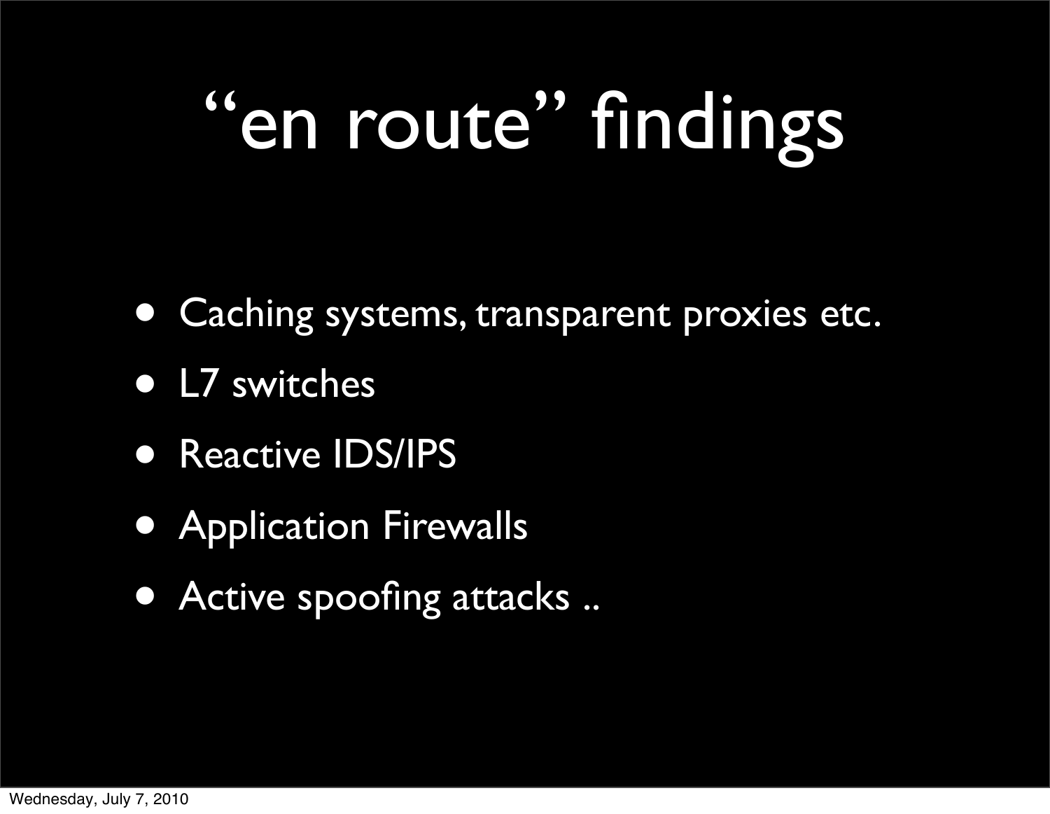# “en route” findings

- Caching systems, transparent proxies etc.
- L7 switches
- Reactive IDS/IPS
- Application Firewalls
- Active spoofing attacks ..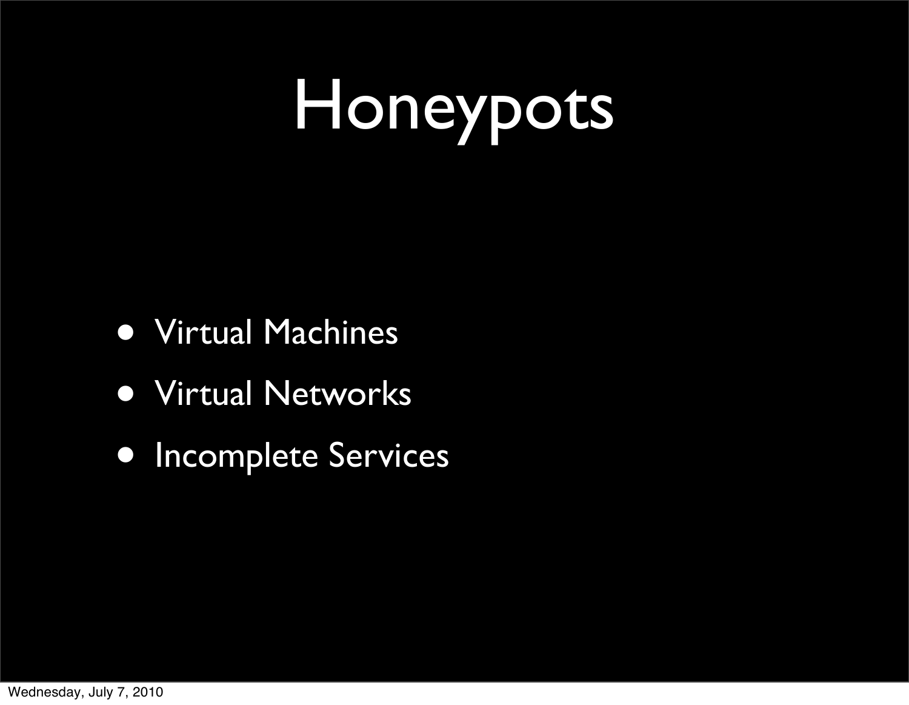# Honeypots

- Virtual Machines
- Virtual Networks
- Incomplete Services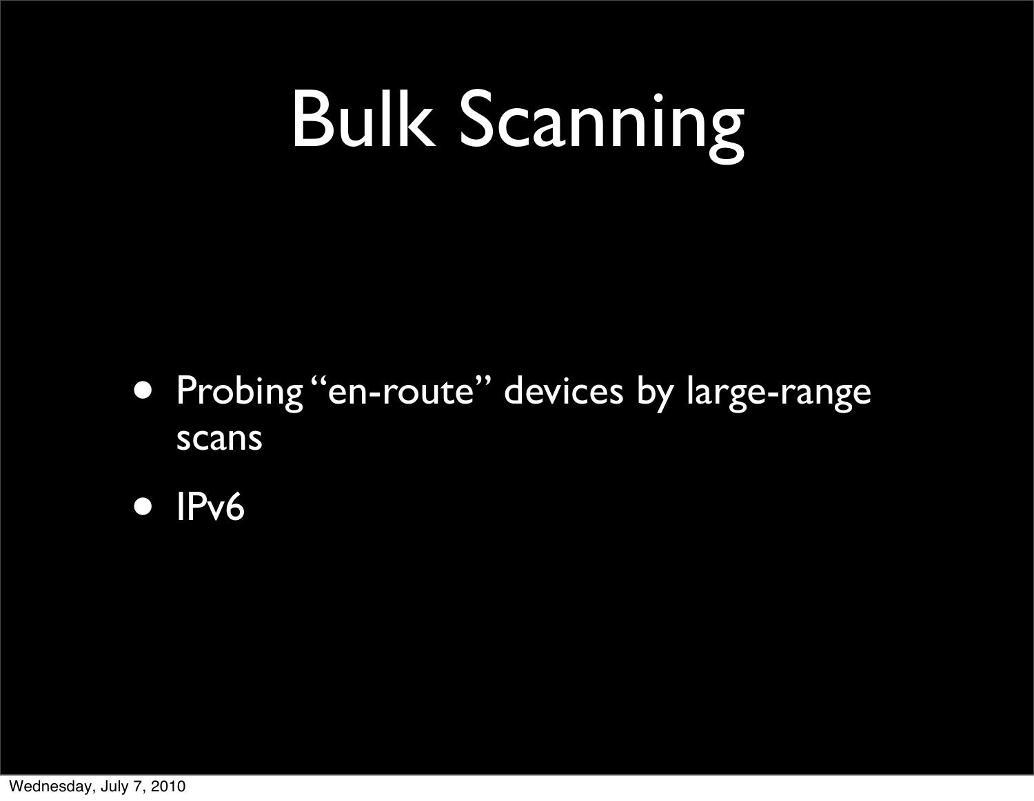# Bulk Scanning

- Probing “en-route” devices by large-range scans
- IPv6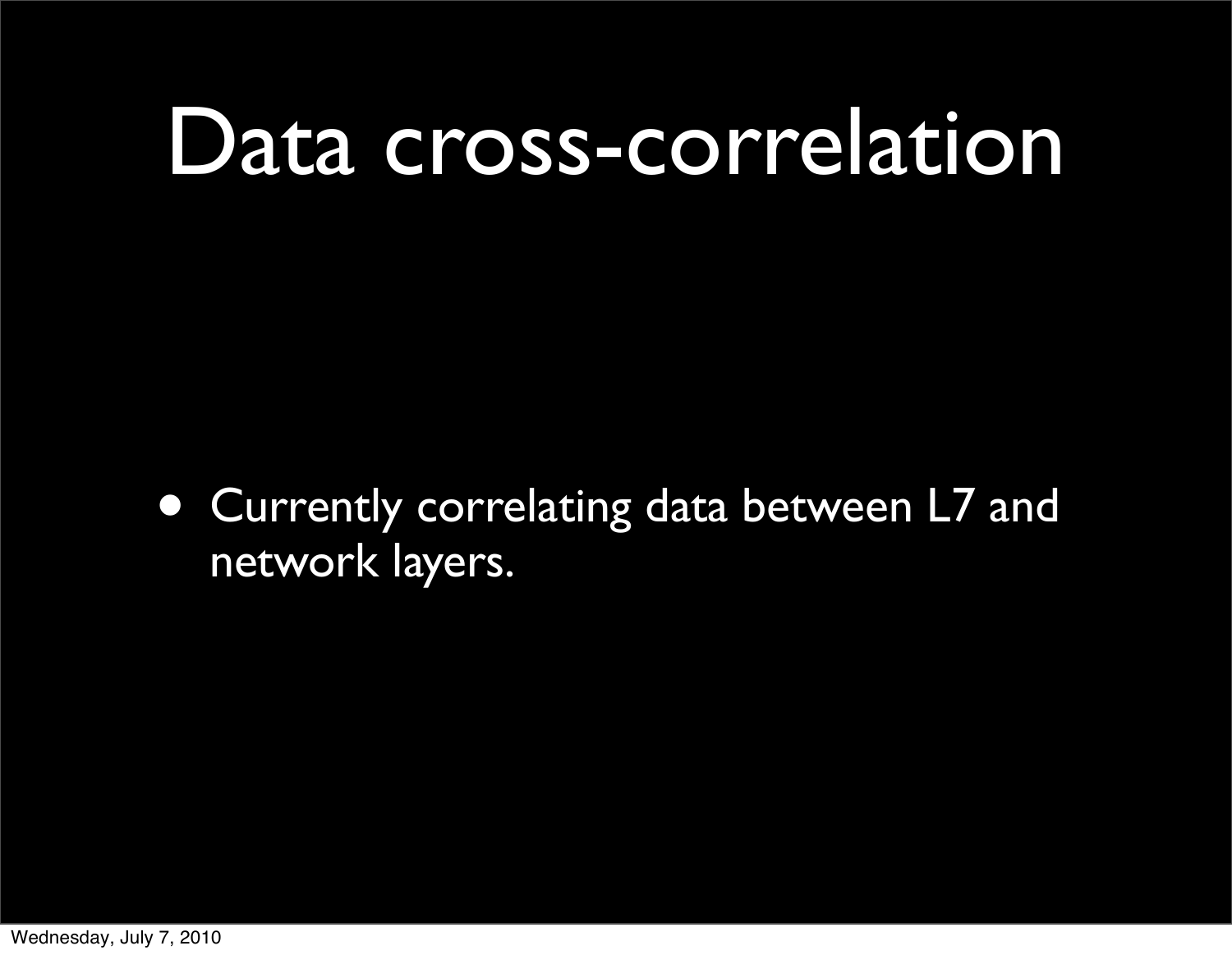# Data cross-correlation

- Currently correlating data between L7 and network layers.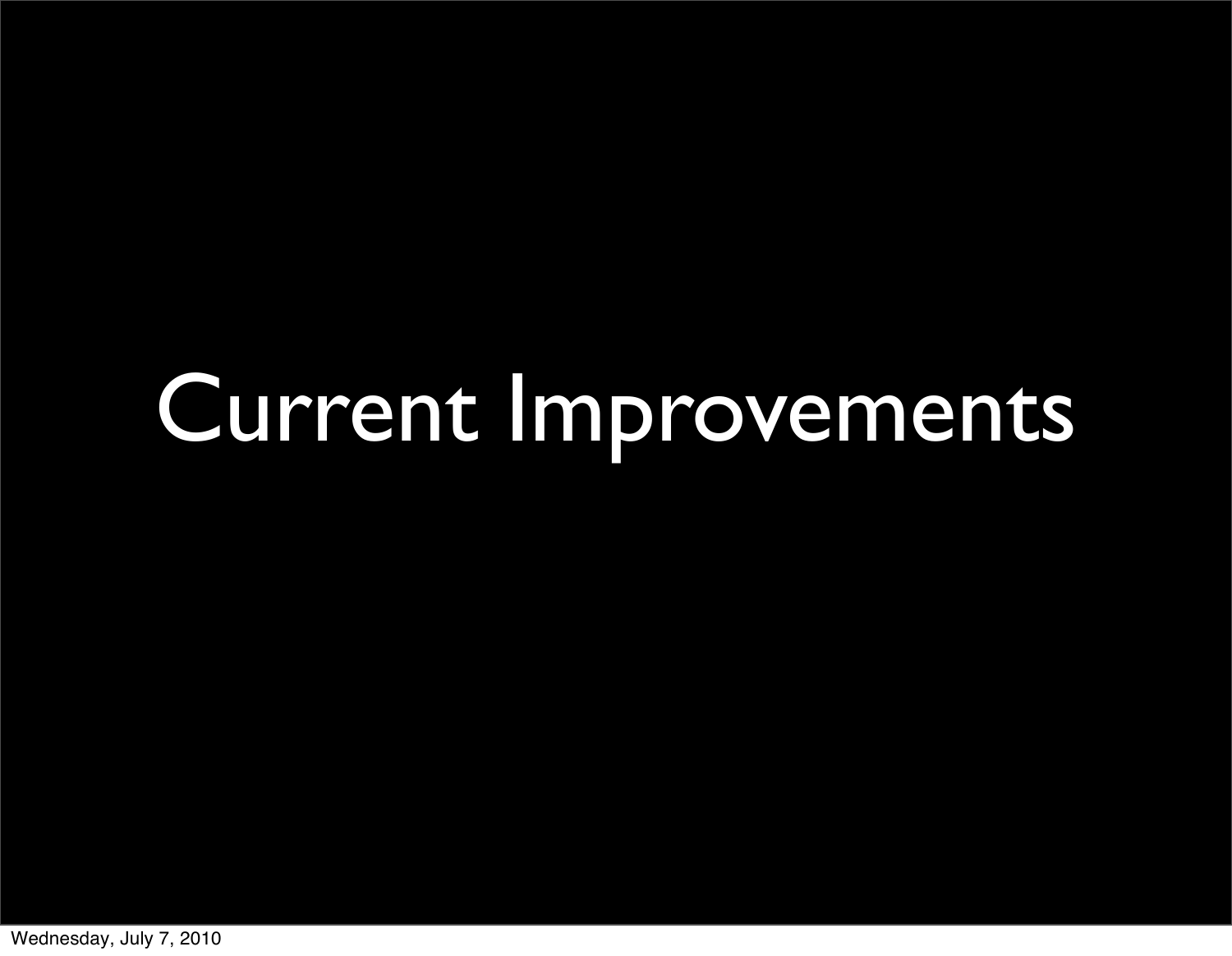# Current Improvements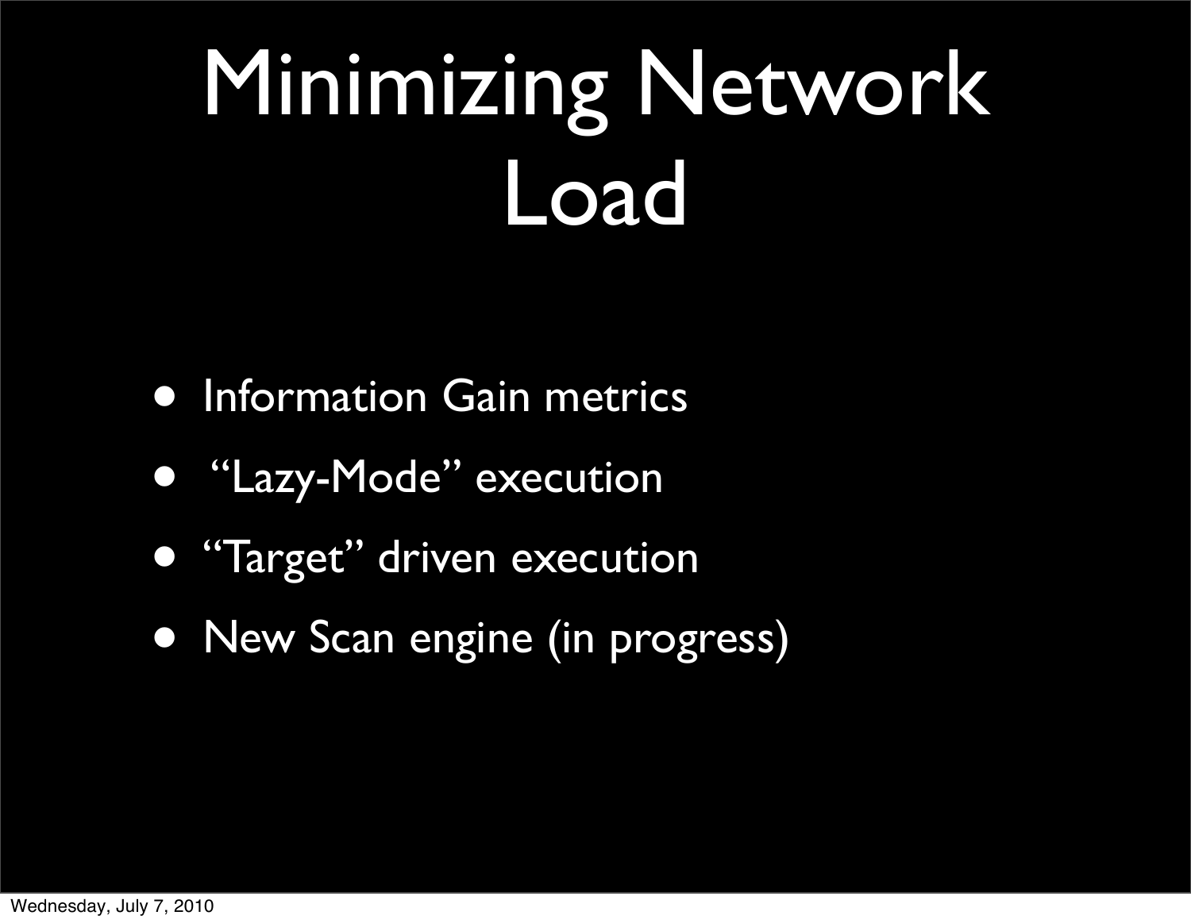# Minimizing Network Load

- Information Gain metrics
- "Lazy-Mode" execution
- "Target" driven execution
- New Scan engine (in progress)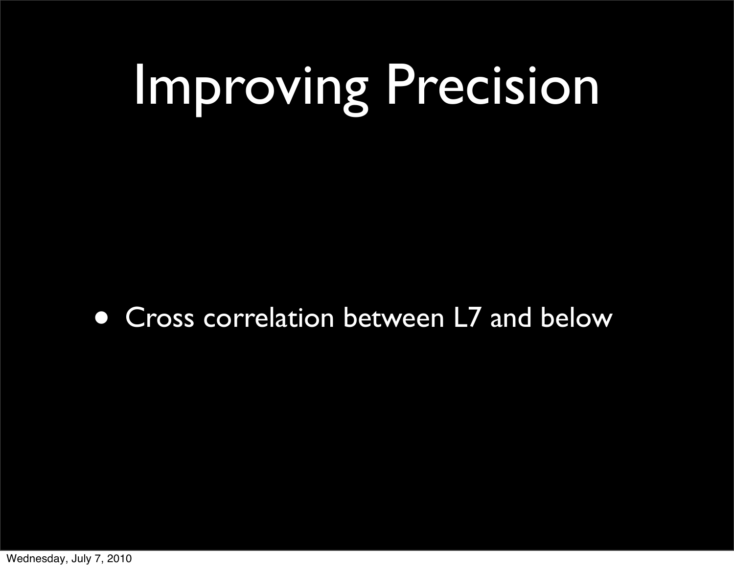# Improving Precision

- Cross correlation between L7 and below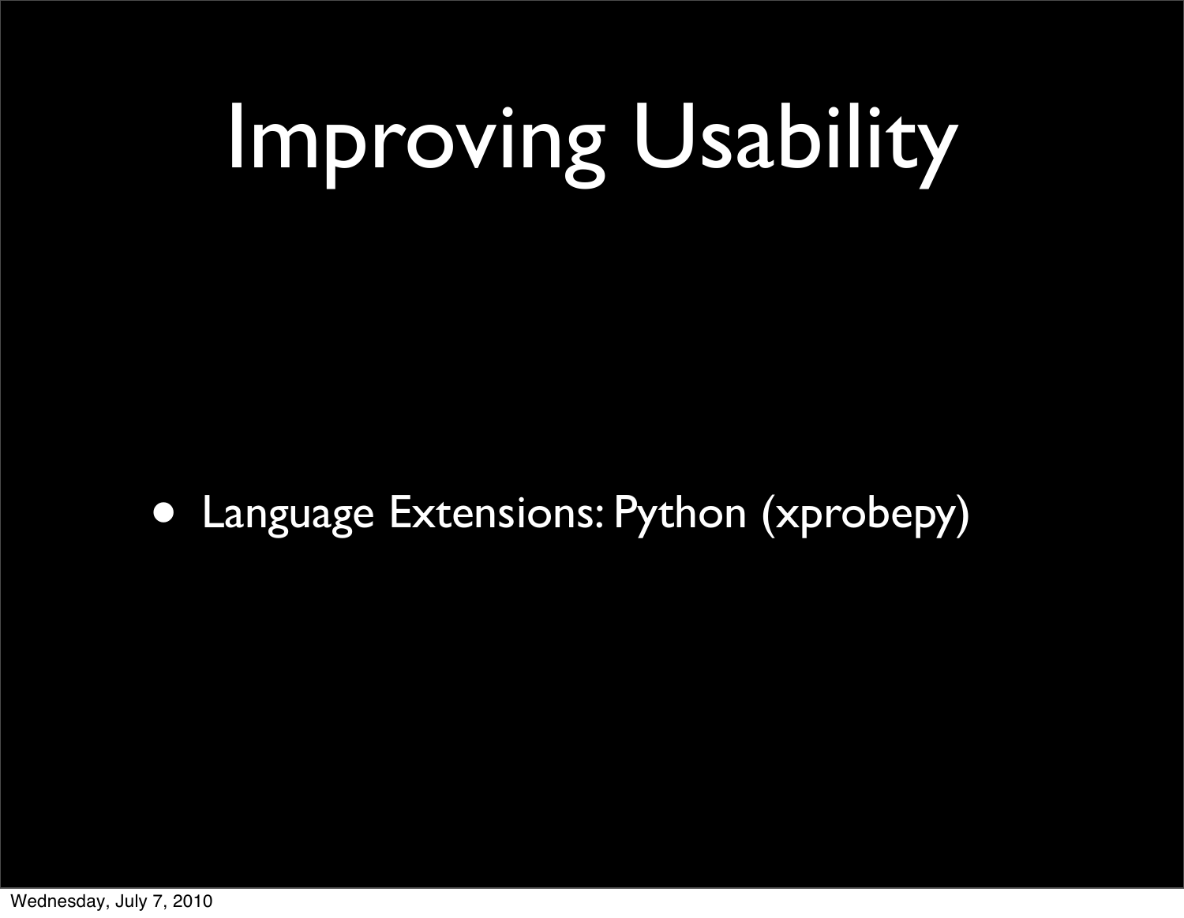# Improving Usability

- Language Extensions: Python (xprobepy)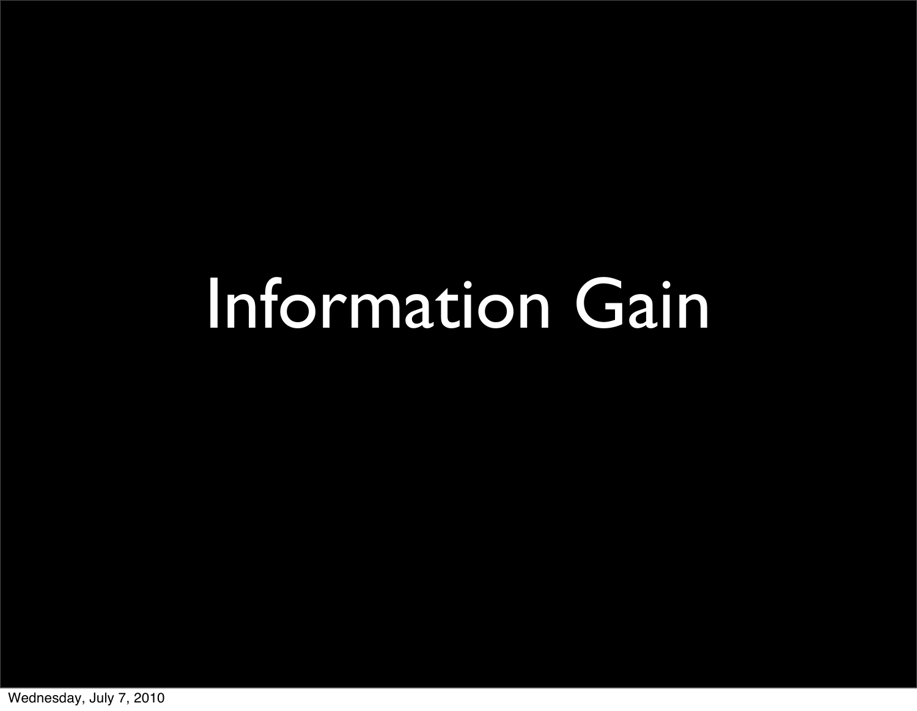# Information Gain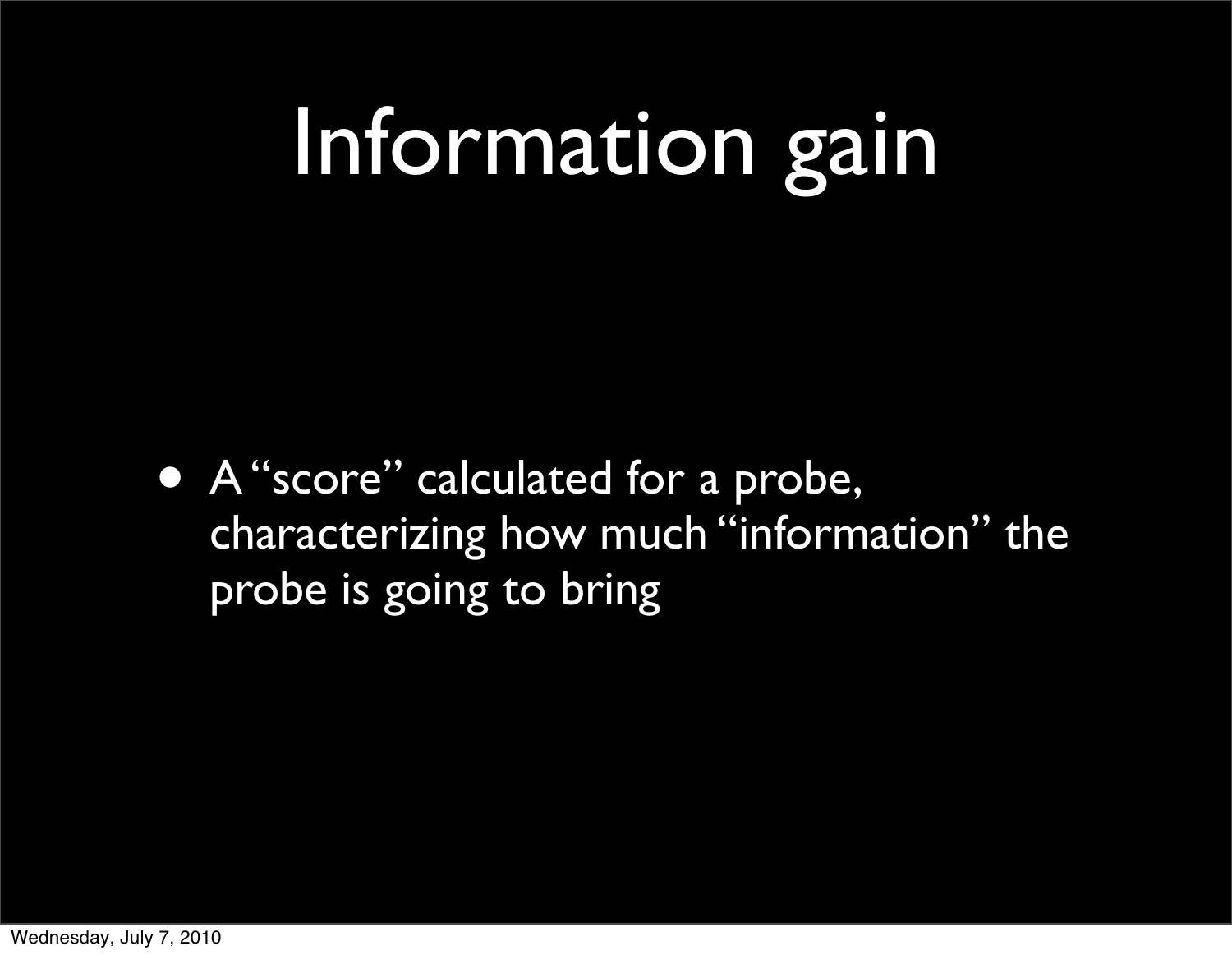# Information gain

- A “score” calculated for a probe, characterizing how much “information” the probe is going to bring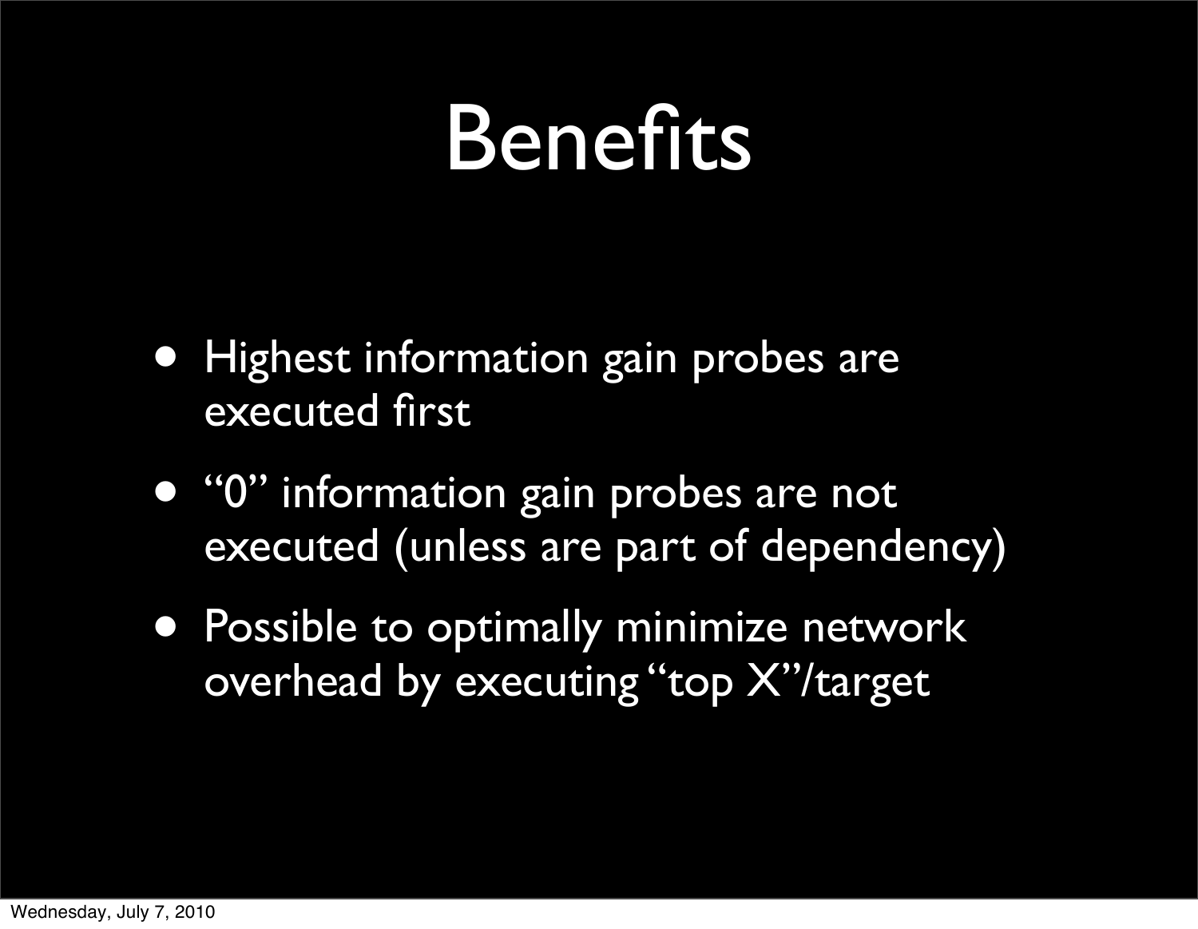# Benefits

- Highest information gain probes are executed first
- "0" information gain probes are not executed (unless are part of dependency)
- Possible to optimally minimize network overhead by executing "top X"/target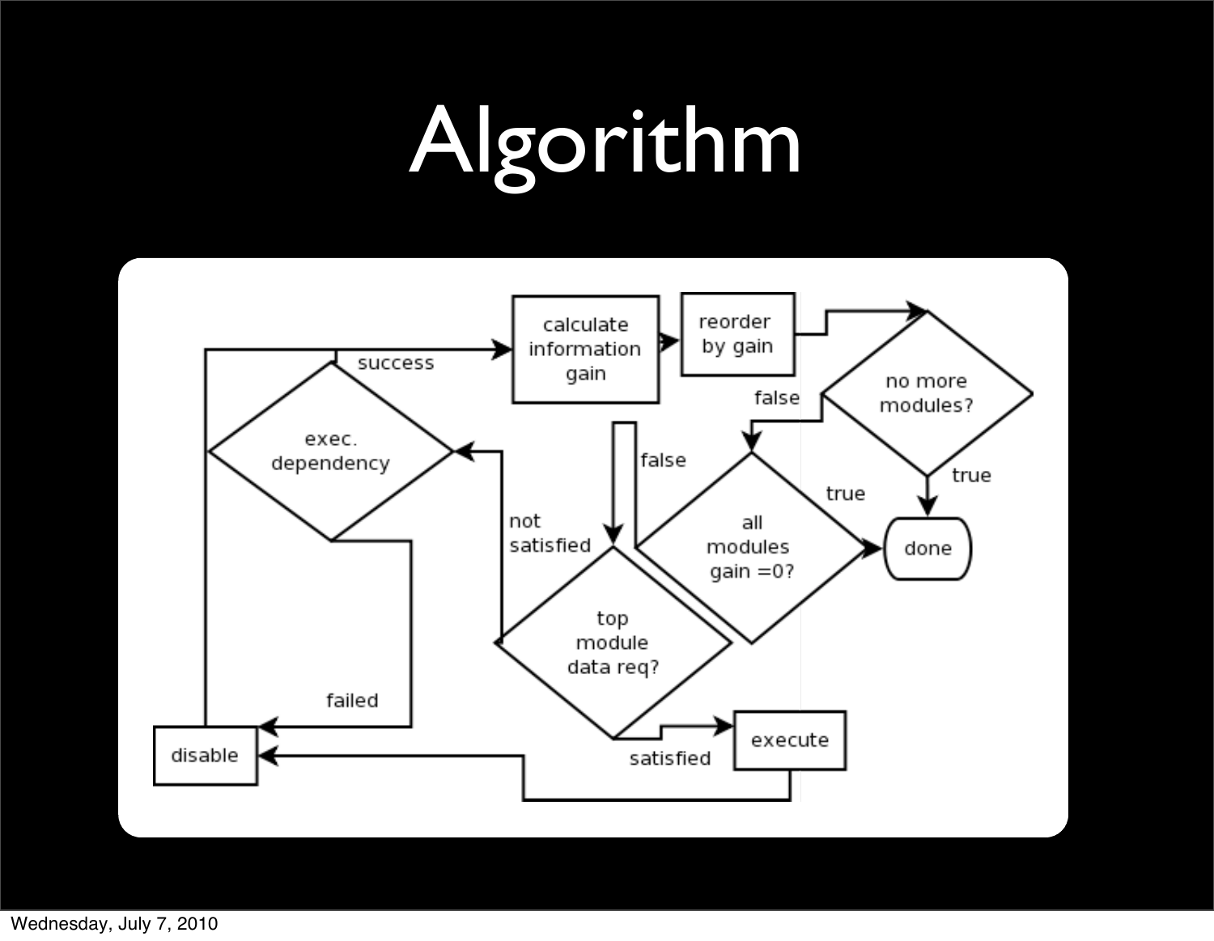# Algorithm

calculate information gain

reorder by gain

no more modules?

false

true

done

all modules gain =0?

true

false

top module data req?

not satisfied

satisfied

execute

exec. dependency

success

failed

disable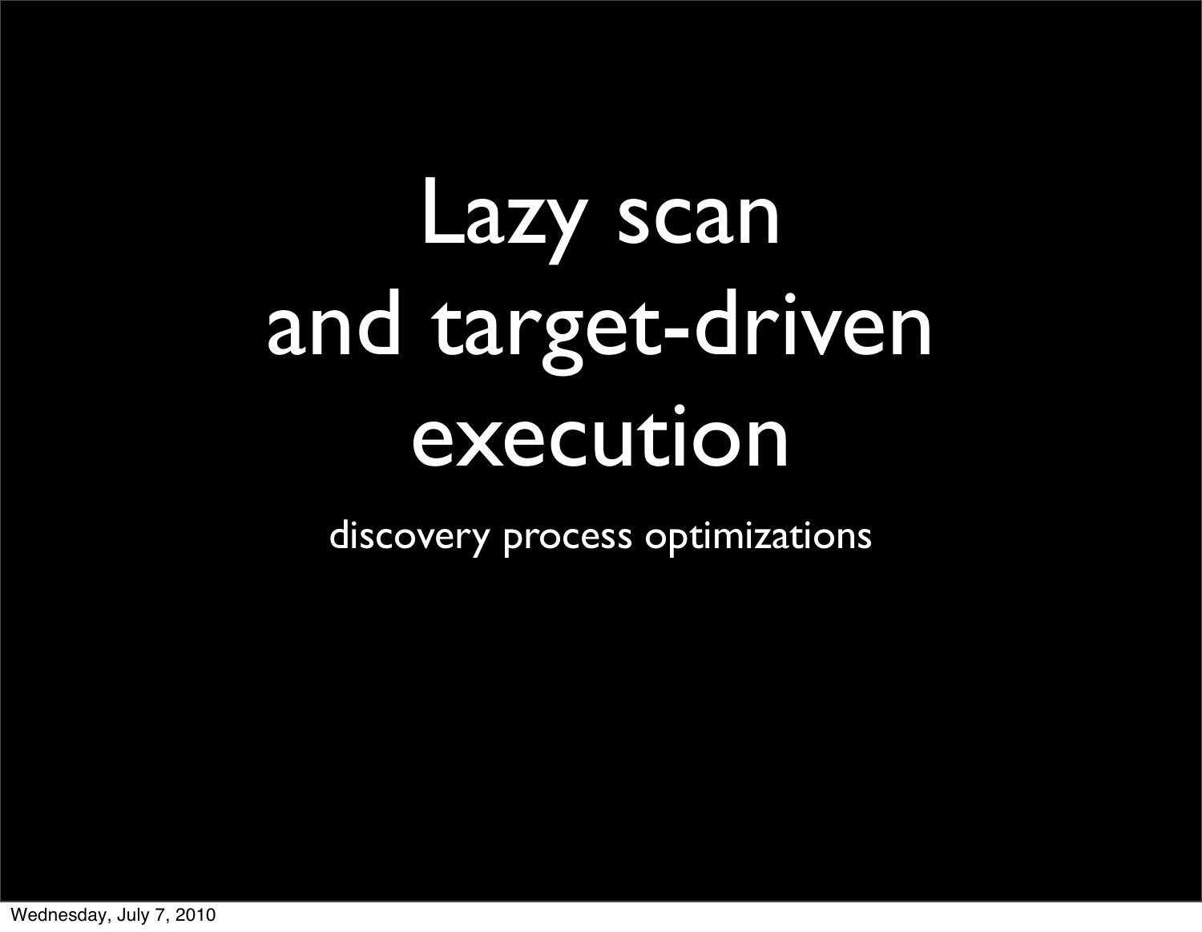# Lazy scan and target-driven execution

discovery process optimizations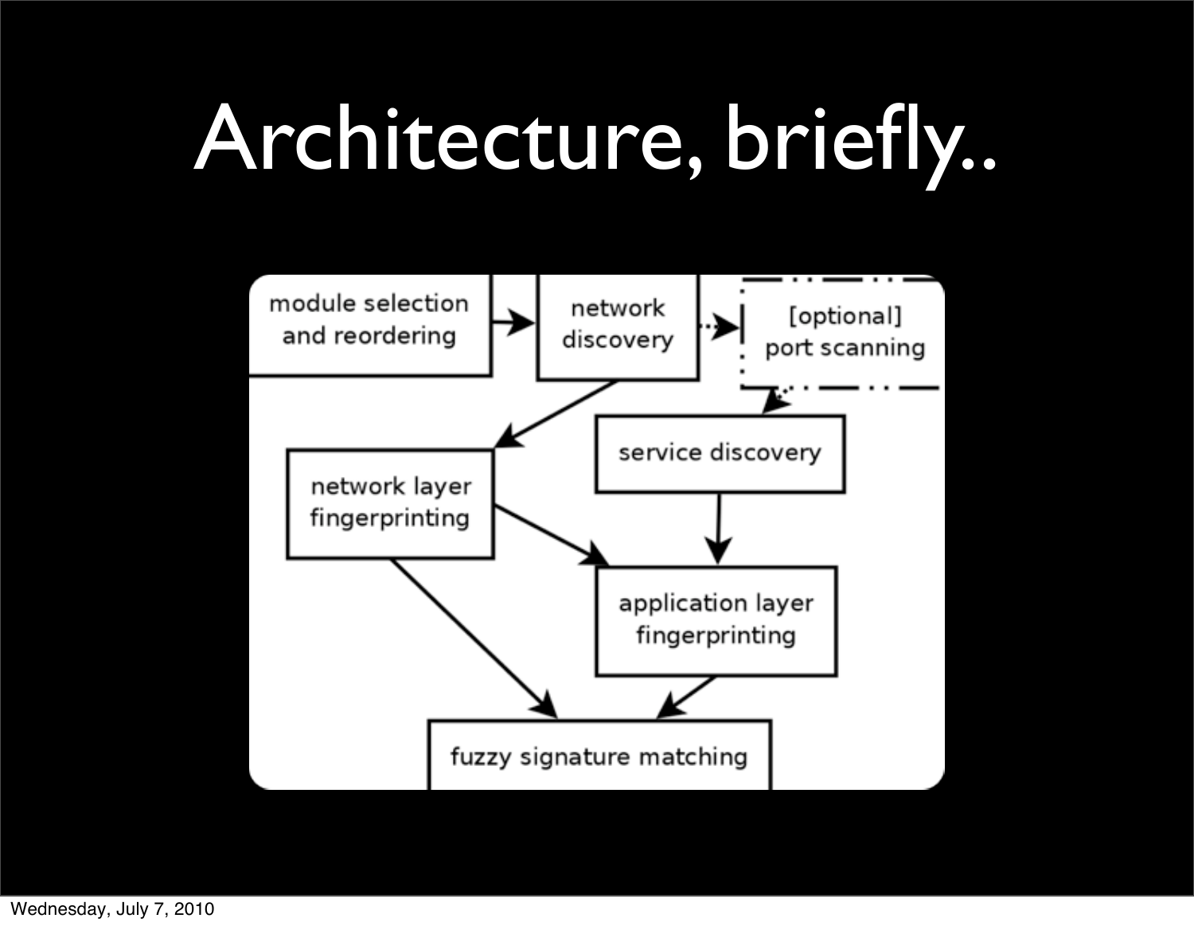# Architecture, briefly..

module selection and reordering

network discovery

[optional] port scanning

network layer fingerprinting

service discovery

application layer fingerprinting

fuzzy signature matching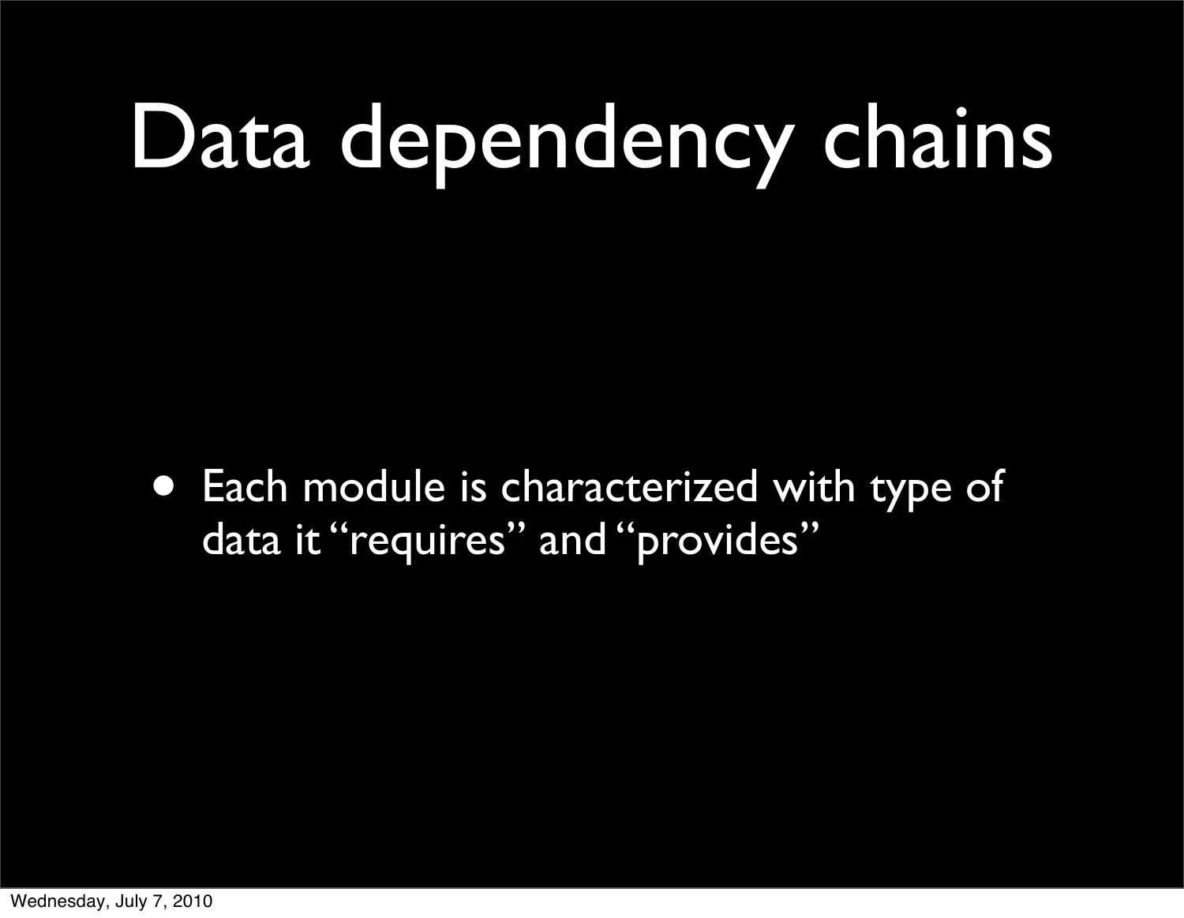# Data dependency chains

- Each module is characterized with type of data it “requires” and “provides”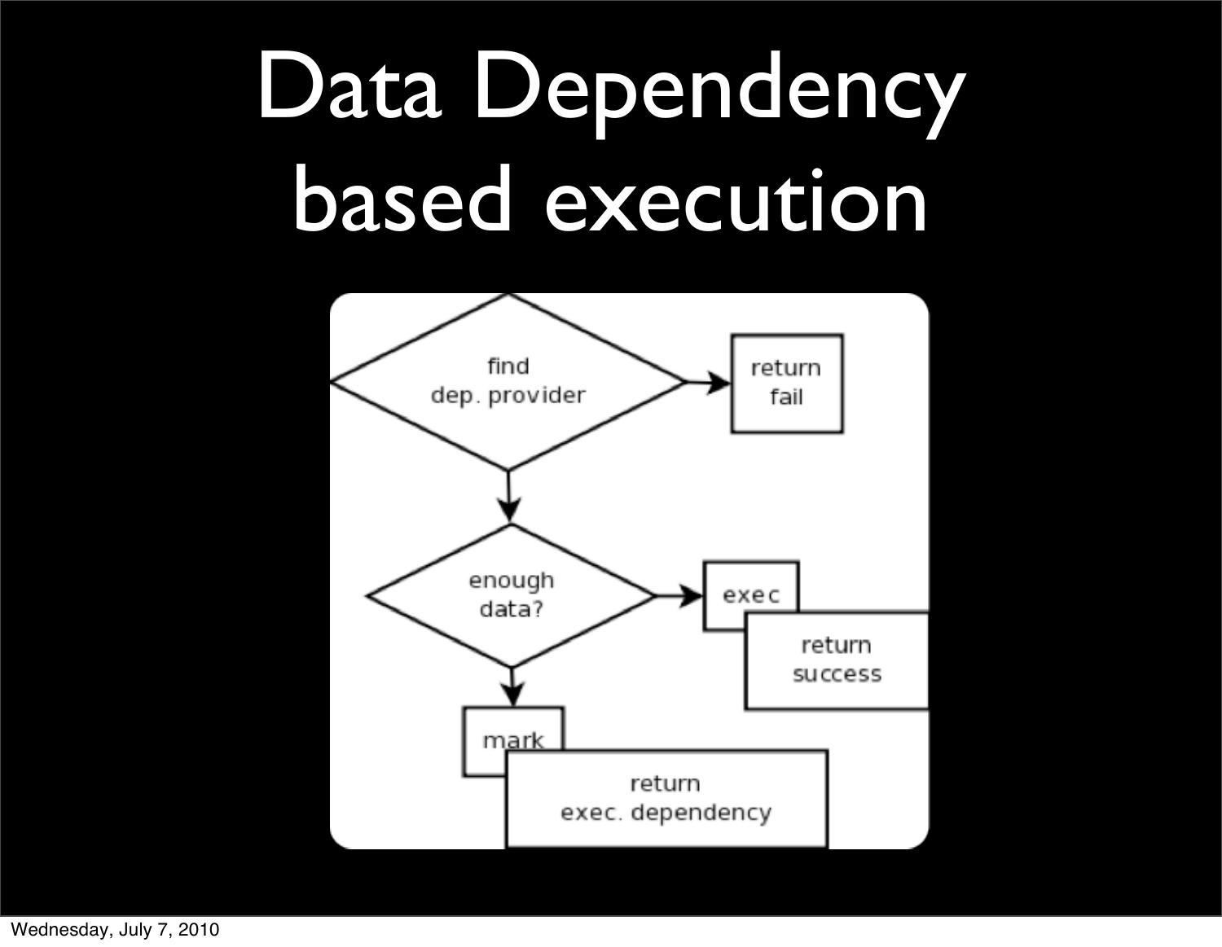# Data Dependency based execution

find dep. provider

return fail

enough data?

exec

return success

mark

return exec. dependency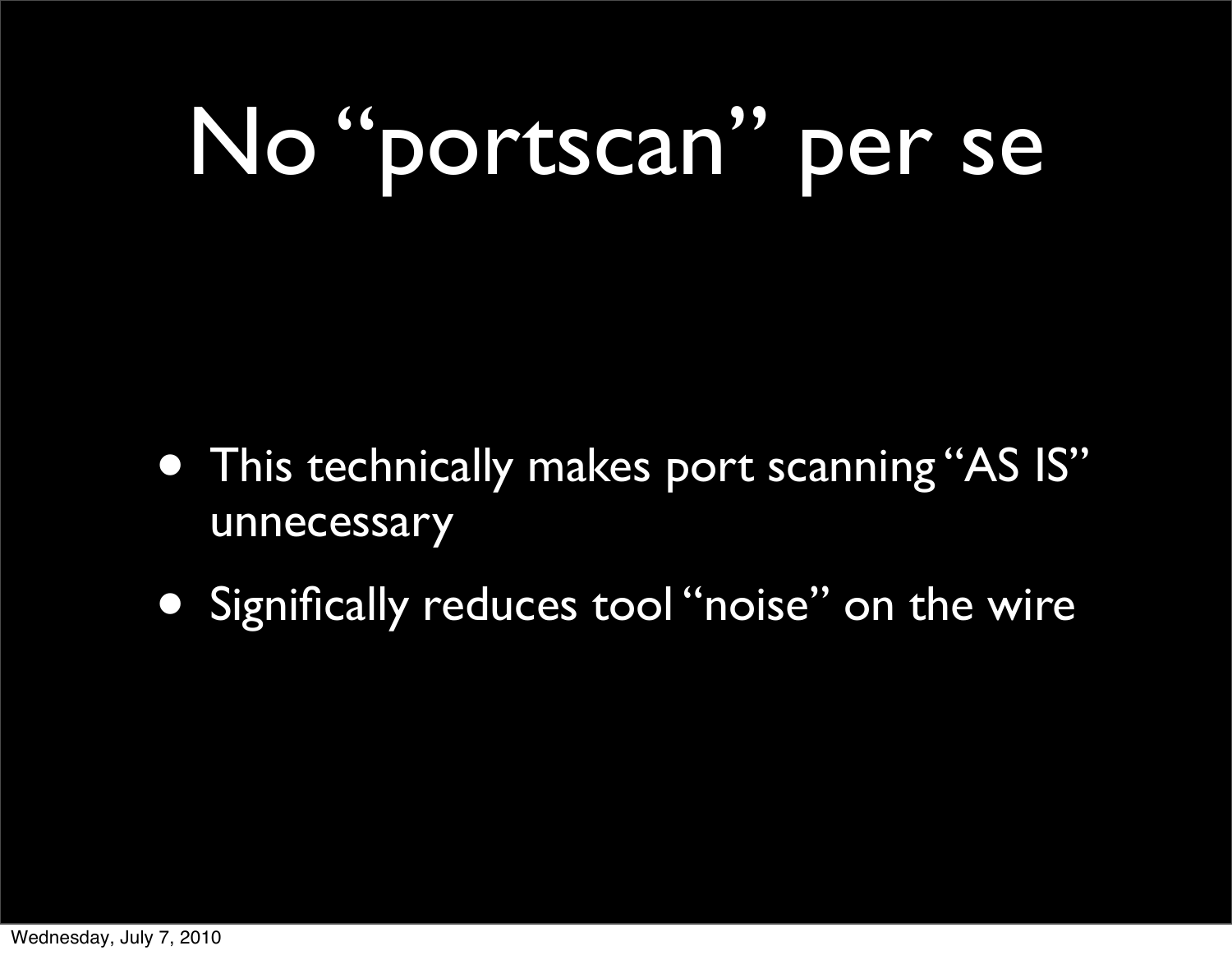# No "portscan" per se

- This technically makes port scanning "AS IS" unnecessary
- Significally reduces tool "noise" on the wire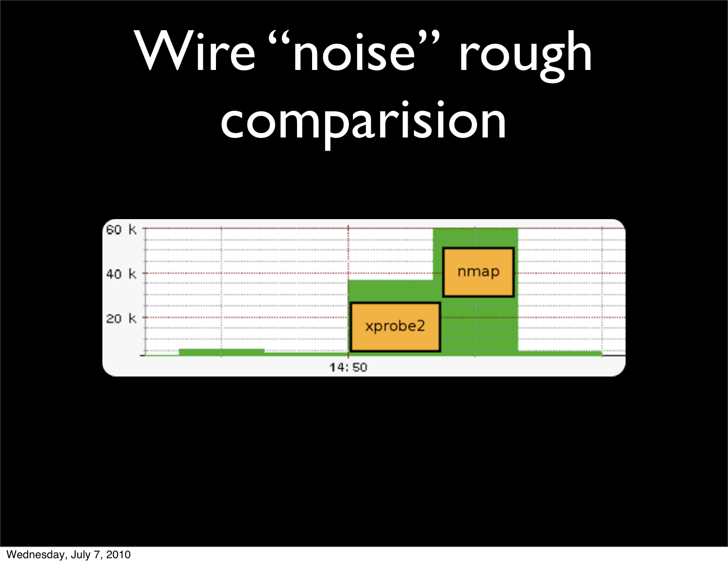# Wire "noise" rough comparision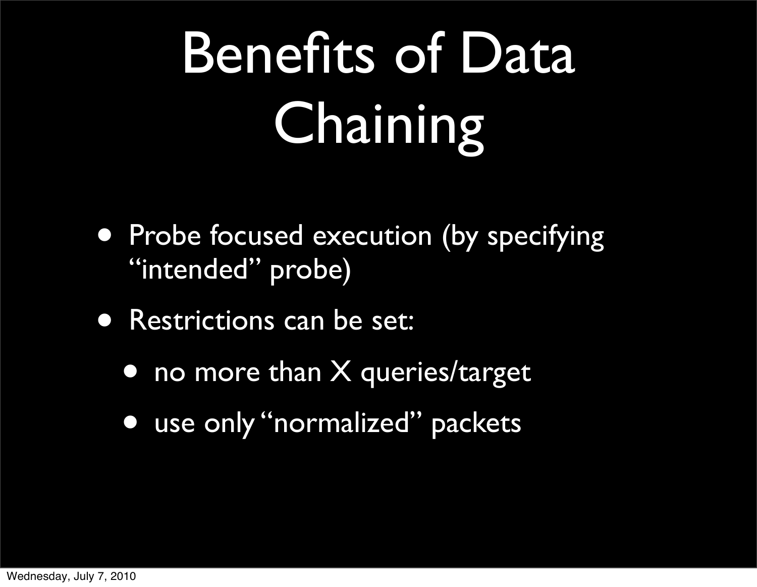# Benefits of Data Chaining

- Probe focused execution (by specifying “intended” probe)
- Restrictions can be set:
  - no more than X queries/target
  - use only “normalized” packets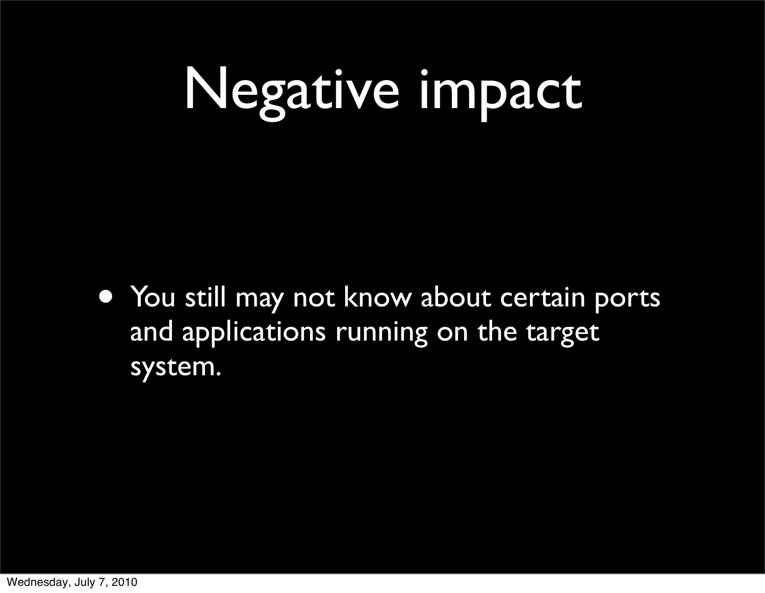# Negative impact

- You still may not know about certain ports and applications running on the target system.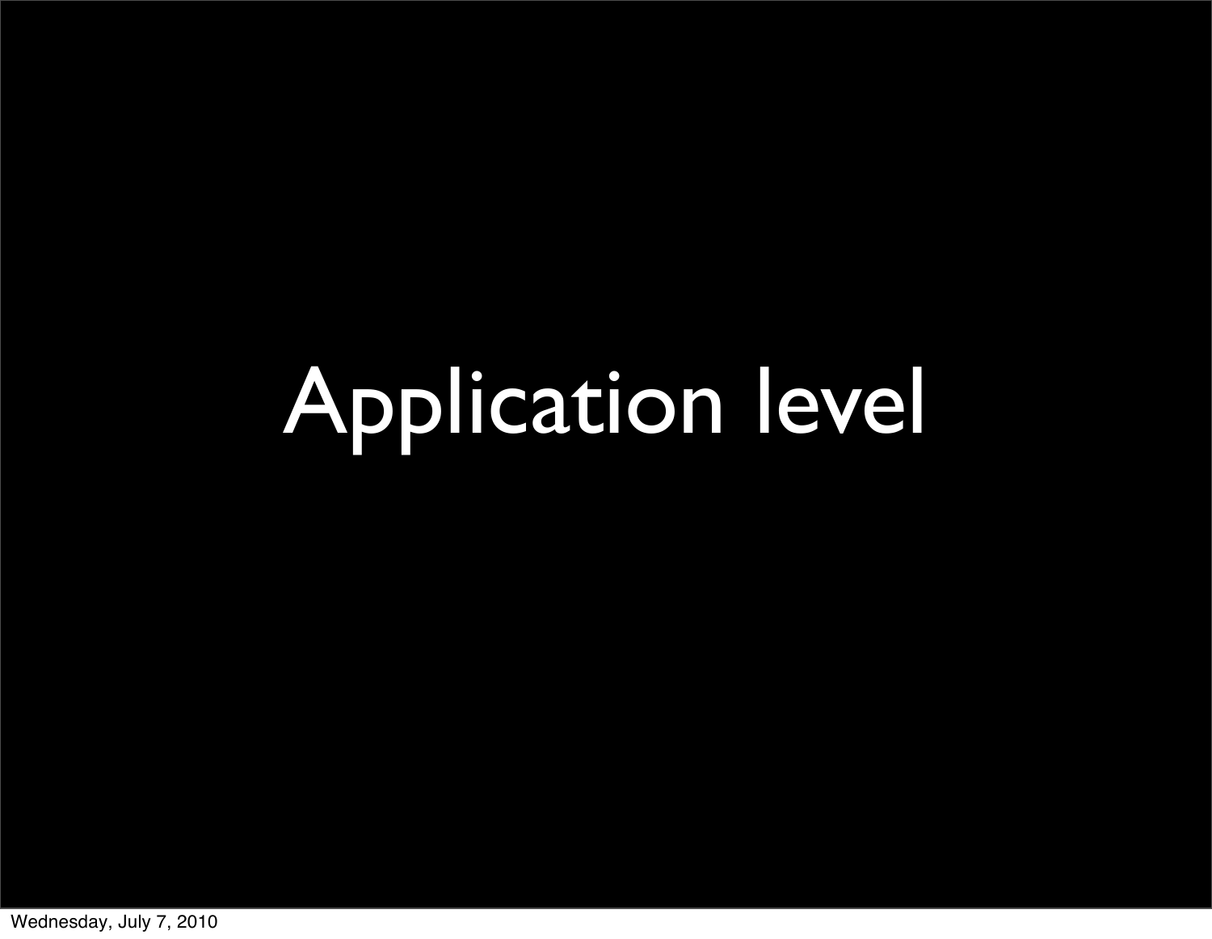# Application level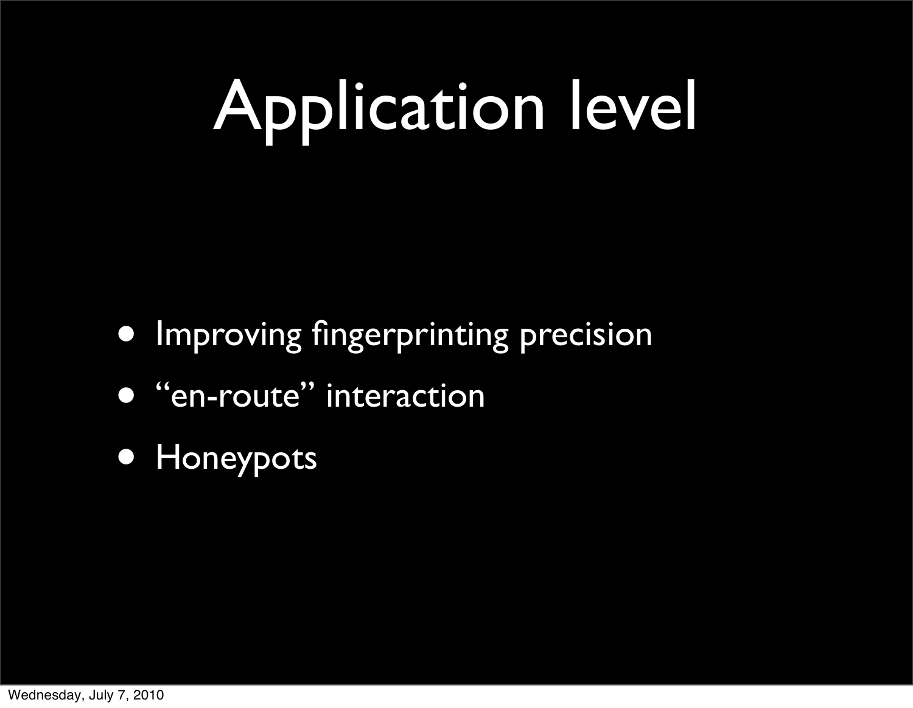# Application level

- Improving fingerprinting precision
- “en-route” interaction
- Honeypots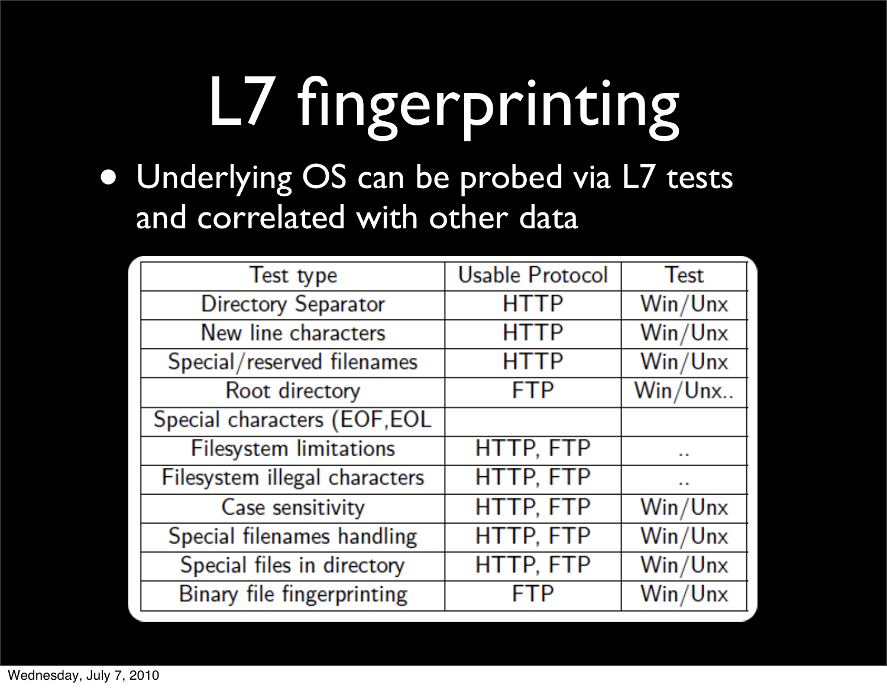# L7 fingerprinting

- Underlying OS can be probed via L7 tests and correlated with other data

| Test type | Usable Protocol | Test |
|---|---|---|
| Directory Separator | HTTP | Win/Unx |
| New line characters | HTTP | Win/Unx |
| Special/reserved filenames | HTTP | Win/Unx |
| Root directory | FTP | Win/Unx.. |
| Special characters (EOF,EOL | | |
| Filesystem limitations | HTTP, FTP | .. |
| Filesystem illegal characters | HTTP, FTP | .. |
| Case sensitivity | HTTP, FTP | Win/Unx |
| Special filenames handling | HTTP, FTP | Win/Unx |
| Special files in directory | HTTP, FTP | Win/Unx |
| Binary file fingerprinting | FTP | Win/Unx |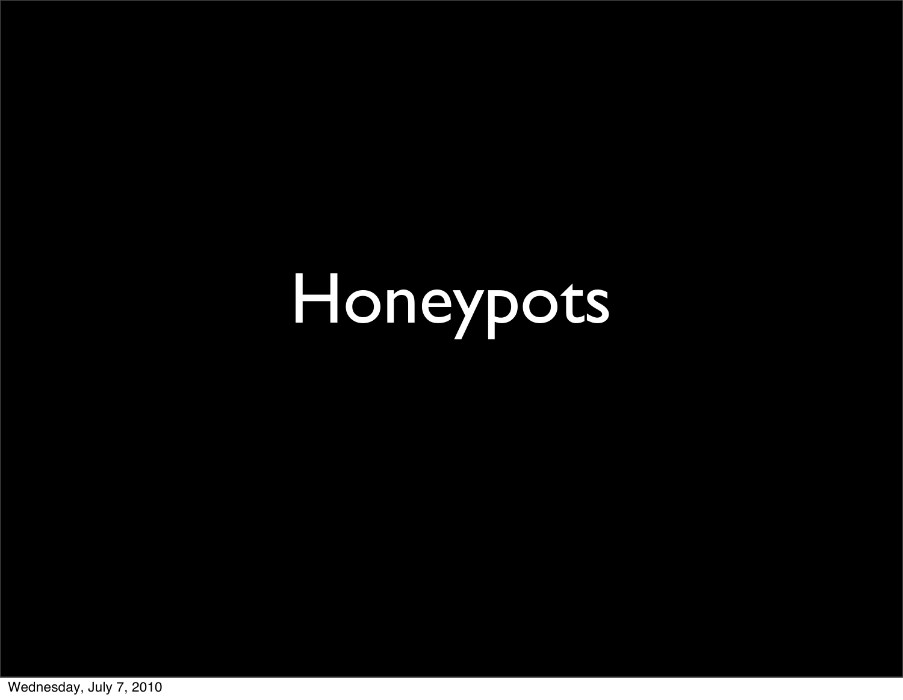# Honeypots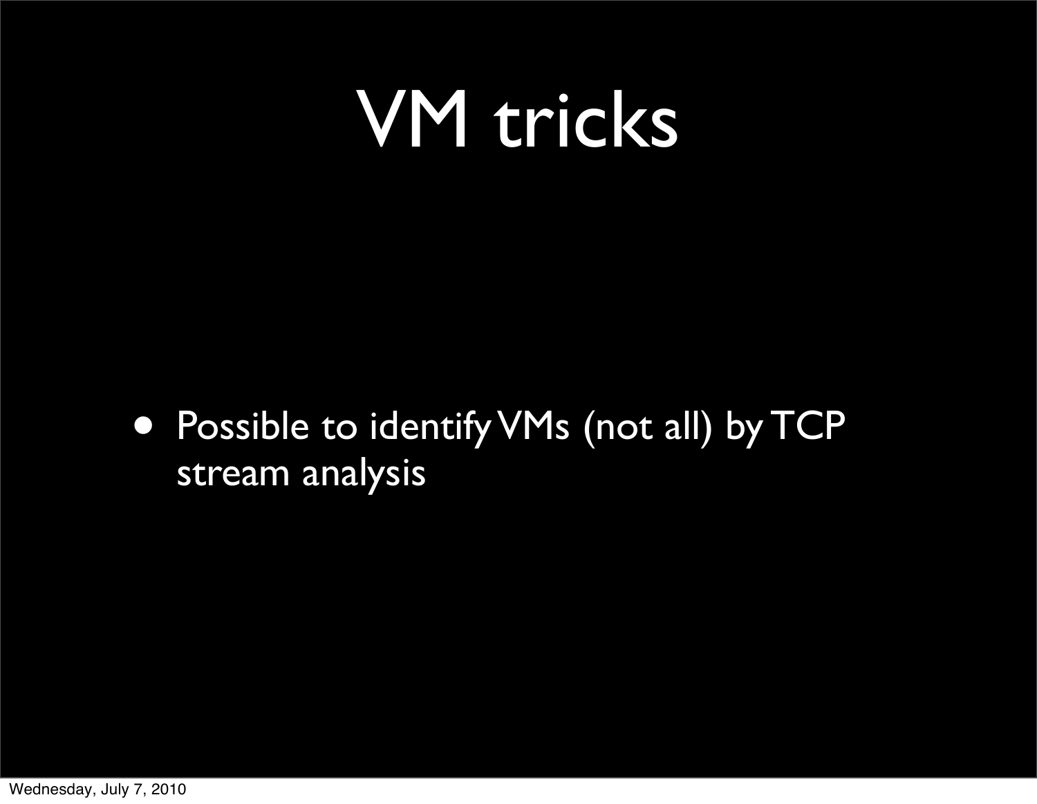# VM tricks

- Possible to identify VMs (not all) by TCP stream analysis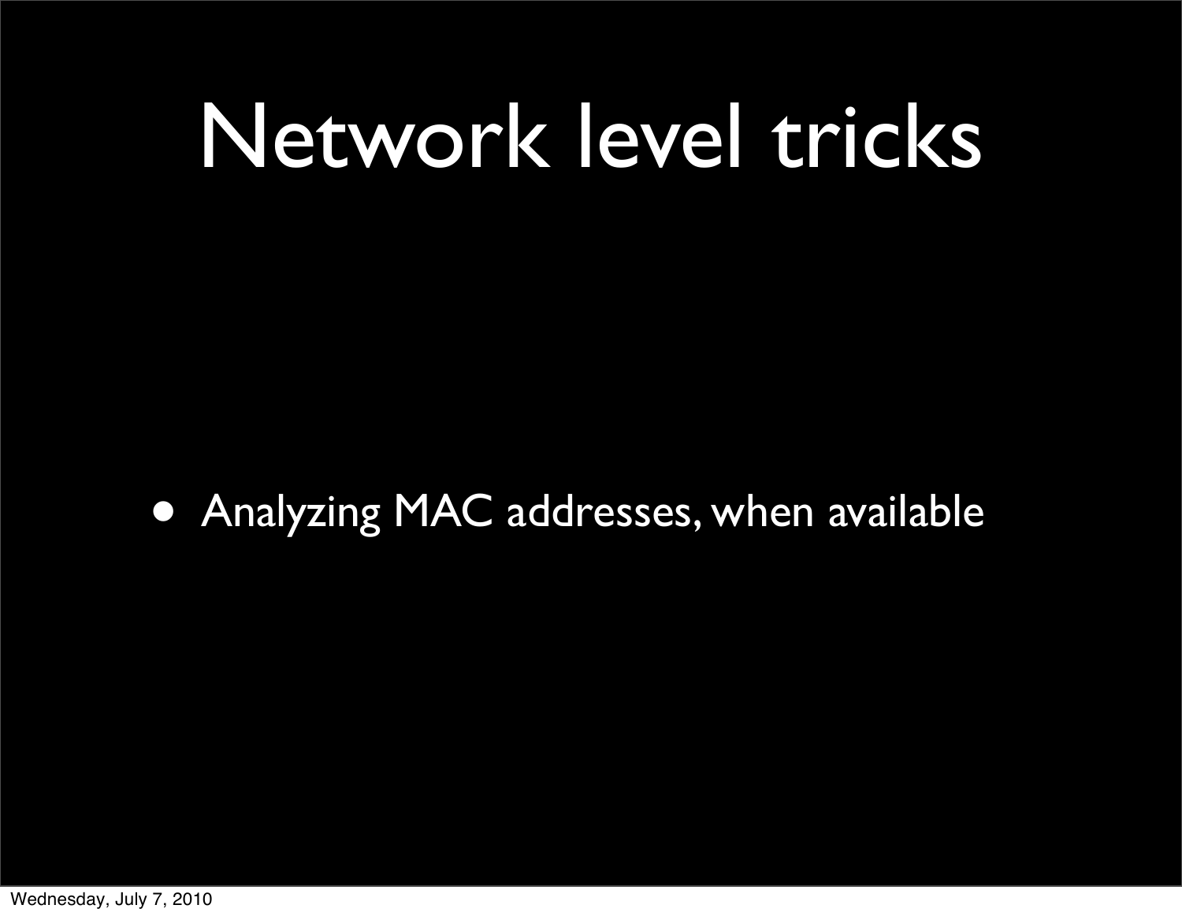# Network level tricks

- Analyzing MAC addresses, when available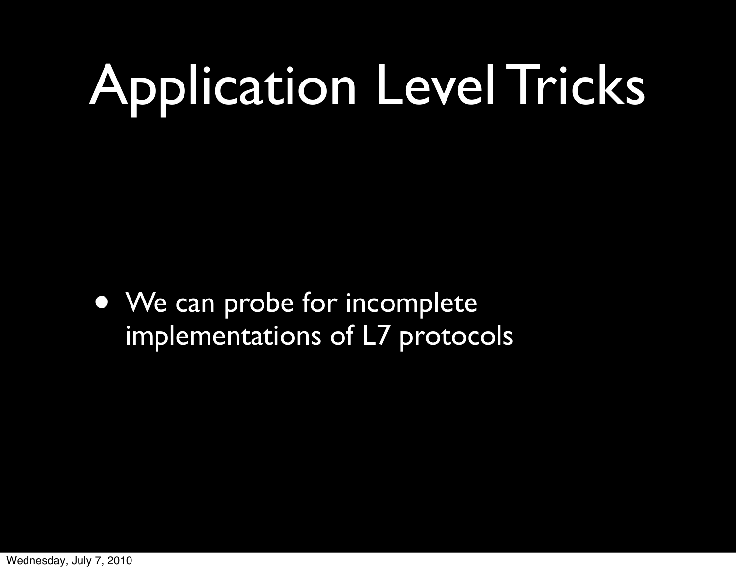# Application Level Tricks

- We can probe for incomplete implementations of L7 protocols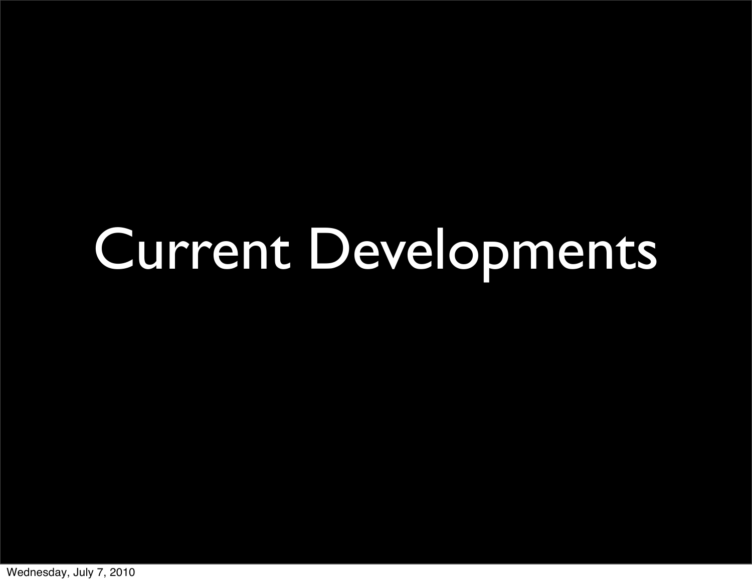# Current Developments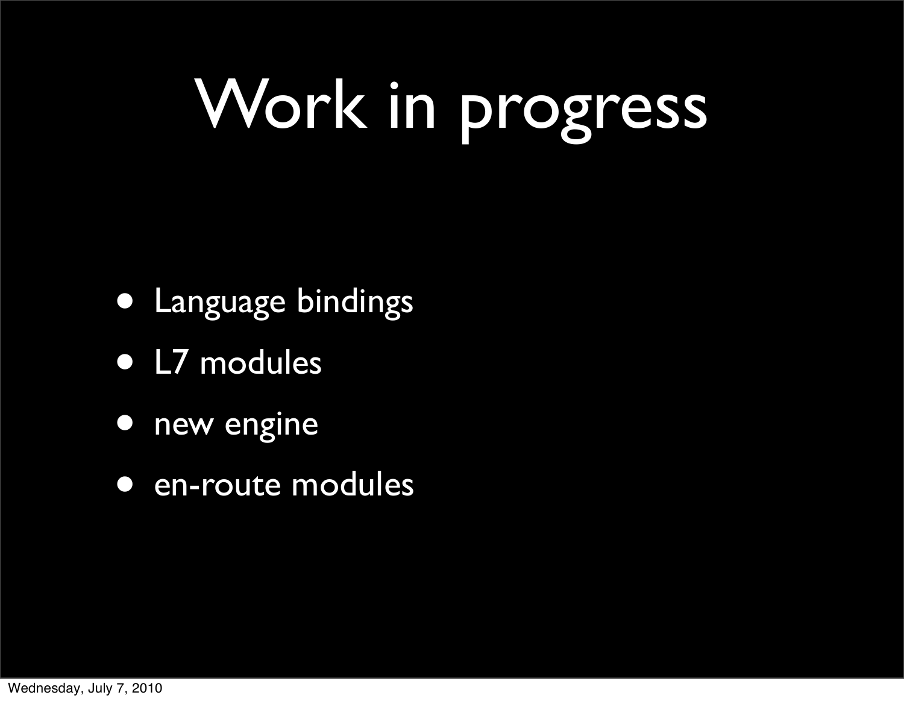# Work in progress

- Language bindings
- L7 modules
- new engine
- en-route modules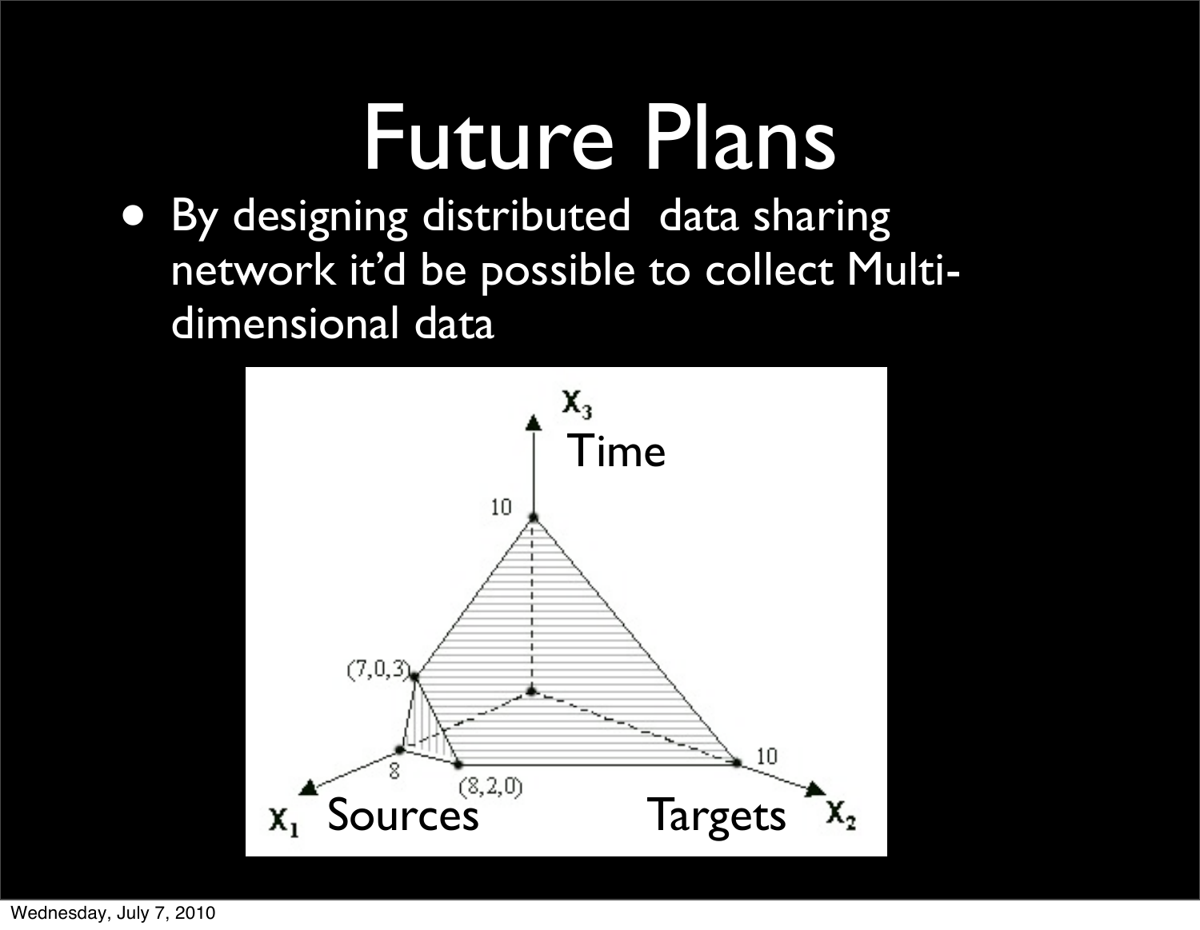# Future Plans

- By designing distributed data sharing network it'd be possible to collect Multi-dimensional data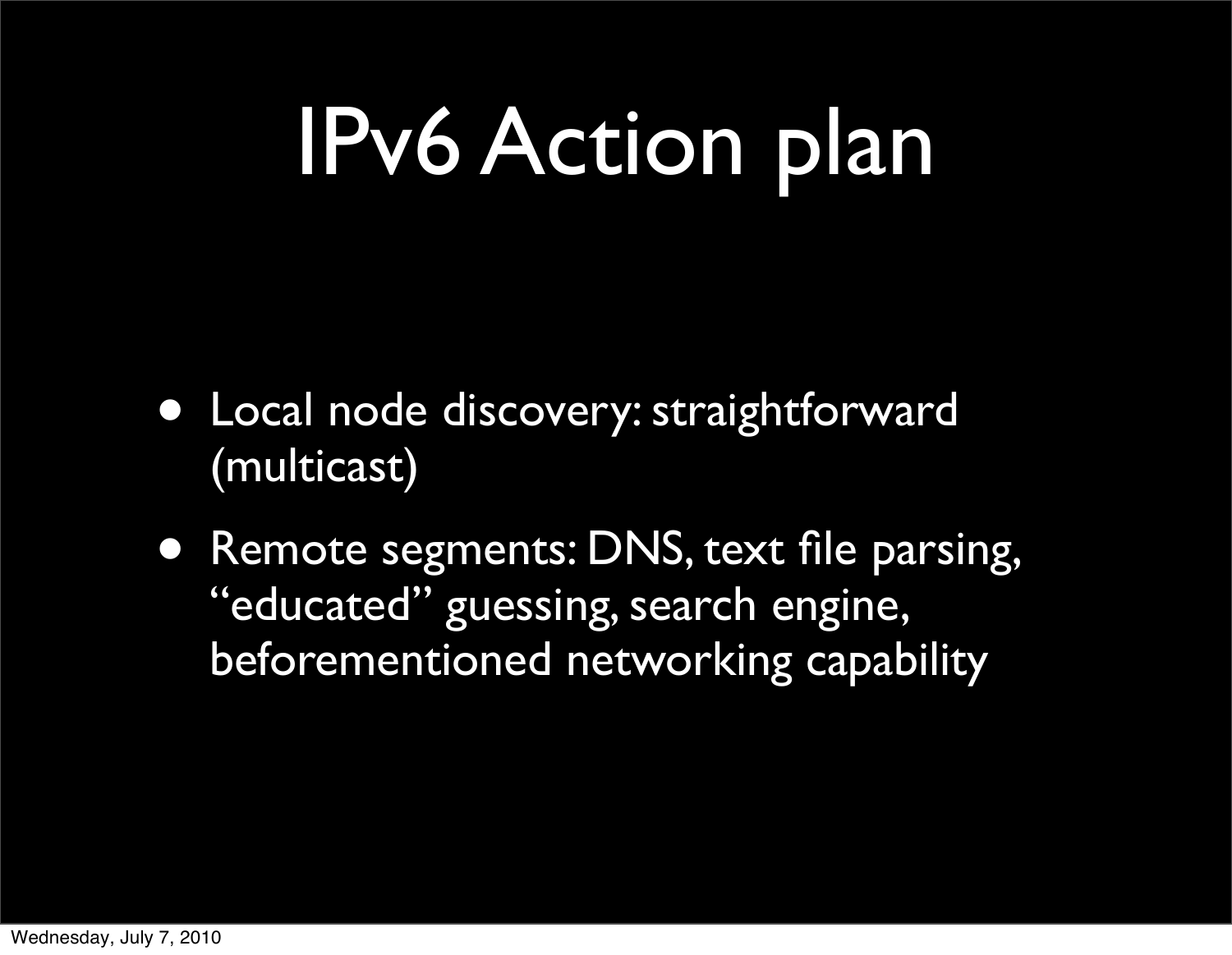# IPv6 Action plan

- Local node discovery: straightforward (multicast)
- Remote segments: DNS, text file parsing, “educated” guessing, search engine, beforementioned networking capability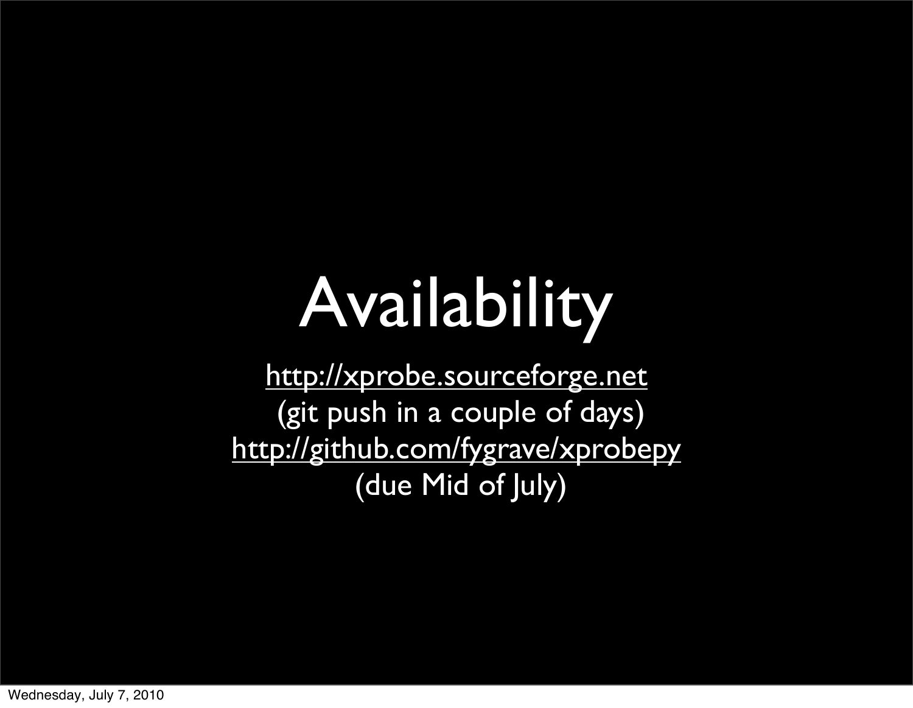# Availability

http://xprobe.sourceforge.net

(git push in a couple of days)

http://github.com/fygrave/xprobepy

(due Mid of July)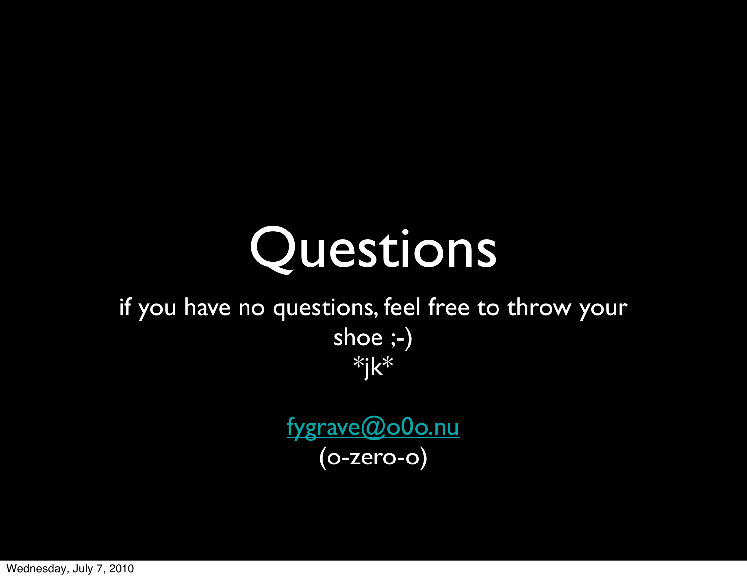# Questions

if you have no questions, feel free to throw your shoe ;-)
*jk*

fygrave@o0o.nu
(o-zero-o)